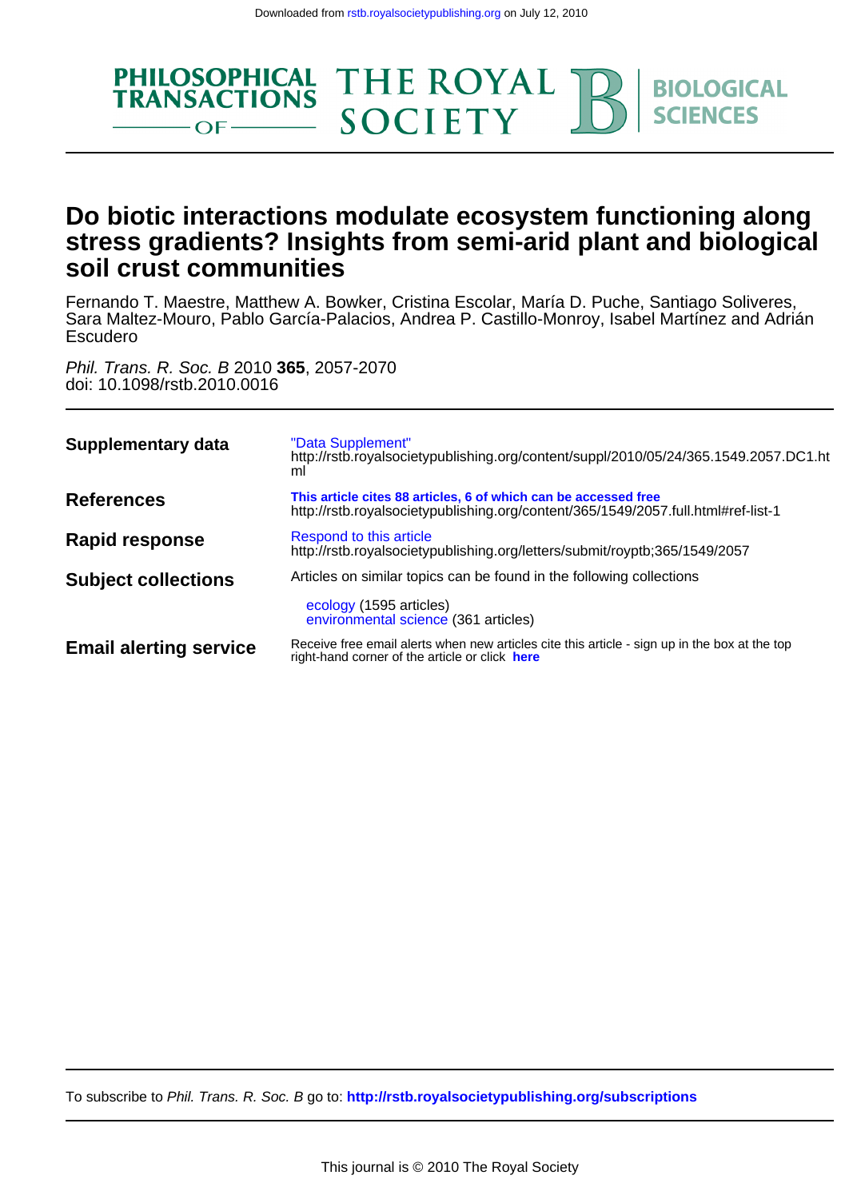Downloaded from rstb.royalsocietypublishing.org on July 12, 2010

PHILOSOPHICAL TRANSACTIONS OF THE ROYAL SOCIETY B BIOLOGICAL SCIENCES

# Do biotic interactions modulate ecosystem functioning along stress gradients? Insights from semi-arid plant and biological soil crust communities

Fernando T. Maestre, Matthew A. Bowker, Cristina Escolar, María D. Puche, Santiago Soliveres, Sara Maltez-Mouro, Pablo García-Palacios, Andrea P. Castillo-Monroy, Isabel Martínez and Adrián Escudero

*Phil. Trans. R. Soc. B* 2010 **365**, 2057-2070
doi: 10.1098/rstb.2010.0016

| | |
|---|---|
| **Supplementary data** | "Data Supplement" http://rstb.royalsocietypublishing.org/content/suppl/2010/05/24/365.1549.2057.DC1.html |
| **References** | **This article cites 88 articles, 6 of which can be accessed free** http://rstb.royalsocietypublishing.org/content/365/1549/2057.full.html#ref-list-1 |
| **Rapid response** | Respond to this article http://rstb.royalsocietypublishing.org/letters/submit/royptb;365/1549/2057 |
| **Subject collections** | Articles on similar topics can be found in the following collections<br>ecology (1595 articles)<br>environmental science (361 articles) |
| **Email alerting service** | Receive free email alerts when new articles cite this article - sign up in the box at the top right-hand corner of the article or click **here** |

To subscribe to *Phil. Trans. R. Soc. B* go to: **http://rstb.royalsocietypublishing.org/subscriptions**

This journal is © 2010 The Royal Society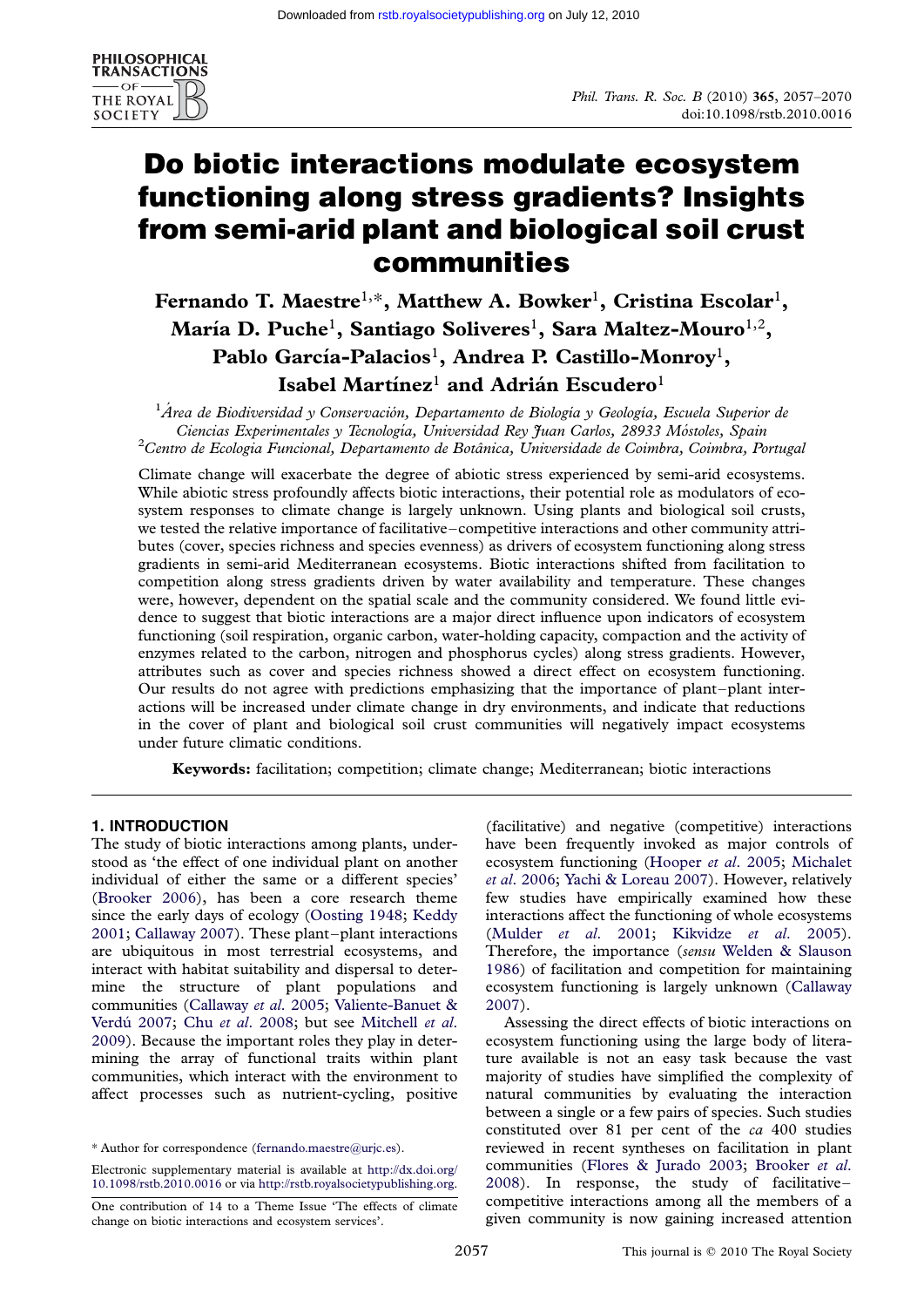# Do biotic interactions modulate ecosystem functioning along stress gradients? Insights from semi-arid plant and biological soil crust communities

**Fernando T. Maestre**[1,*], **Matthew A. Bowker**[1], **Cristina Escolar**[1], **María D. Puche**[1], **Santiago Soliveres**[1], **Sara Maltez-Mouro**[1,2], **Pablo García-Palacios**[1], **Andrea P. Castillo-Monroy**[1], **Isabel Martínez**[1] **and Adrián Escudero**[1]

[1]Área de Biodiversidad y Conservación, Departamento de Biología y Geología, Escuela Superior de Ciencias Experimentales y Tecnología, Universidad Rey Juan Carlos, 28933 Móstoles, Spain

[2]Centro de Ecologia Funcional, Departamento de Botânica, Universidade de Coimbra, Coimbra, Portugal

Climate change will exacerbate the degree of abiotic stress experienced by semi-arid ecosystems. While abiotic stress profoundly affects biotic interactions, their potential role as modulators of ecosystem responses to climate change is largely unknown. Using plants and biological soil crusts, we tested the relative importance of facilitative–competitive interactions and other community attributes (cover, species richness and species evenness) as drivers of ecosystem functioning along stress gradients in semi-arid Mediterranean ecosystems. Biotic interactions shifted from facilitation to competition along stress gradients driven by water availability and temperature. These changes were, however, dependent on the spatial scale and the community considered. We found little evidence to suggest that biotic interactions are a major direct influence upon indicators of ecosystem functioning (soil respiration, organic carbon, water-holding capacity, compaction and the activity of enzymes related to the carbon, nitrogen and phosphorus cycles) along stress gradients. However, attributes such as cover and species richness showed a direct effect on ecosystem functioning. Our results do not agree with predictions emphasizing that the importance of plant–plant interactions will be increased under climate change in dry environments, and indicate that reductions in the cover of plant and biological soil crust communities will negatively impact ecosystems under future climatic conditions.

**Keywords:** facilitation; competition; climate change; Mediterranean; biotic interactions

## 1. INTRODUCTION

The study of biotic interactions among plants, understood as 'the effect of one individual plant on another individual of either the same or a different species' (Brooker 2006), has been a core research theme since the early days of ecology (Oosting 1948; Keddy 2001; Callaway 2007). These plant–plant interactions are ubiquitous in most terrestrial ecosystems, and interact with habitat suitability and dispersal to determine the structure of plant populations and communities (Callaway *et al.* 2005; Valiente-Banuet & Verdú 2007; Chu *et al.* 2008; but see Mitchell *et al.* 2009). Because the important roles they play in determining the array of functional traits within plant communities, which interact with the environment to affect processes such as nutrient-cycling, positive (facilitative) and negative (competitive) interactions have been frequently invoked as major controls of ecosystem functioning (Hooper *et al.* 2005; Michalet *et al.* 2006; Yachi & Loreau 2007). However, relatively few studies have empirically examined how these interactions affect the functioning of whole ecosystems (Mulder *et al.* 2001; Kikvidze *et al.* 2005). Therefore, the importance (*sensu* Welden & Slauson 1986) of facilitation and competition for maintaining ecosystem functioning is largely unknown (Callaway 2007).

Assessing the direct effects of biotic interactions on ecosystem functioning using the large body of literature available is not an easy task because the vast majority of studies have simplified the complexity of natural communities by evaluating the interaction between a single or a few pairs of species. Such studies constituted over 81 per cent of the *ca* 400 studies reviewed in recent syntheses on facilitation in plant communities (Flores & Jurado 2003; Brooker *et al.* 2008). In response, the study of facilitative–competitive interactions among all the members of a given community is now gaining increased attention

\* Author for correspondence (fernando.maestre@urjc.es).

Electronic supplementary material is available at http://dx.doi.org/10.1098/rstb.2010.0016 or via http://rstb.royalsocietypublishing.org.

One contribution of 14 to a Theme Issue 'The effects of climate change on biotic interactions and ecosystem services'.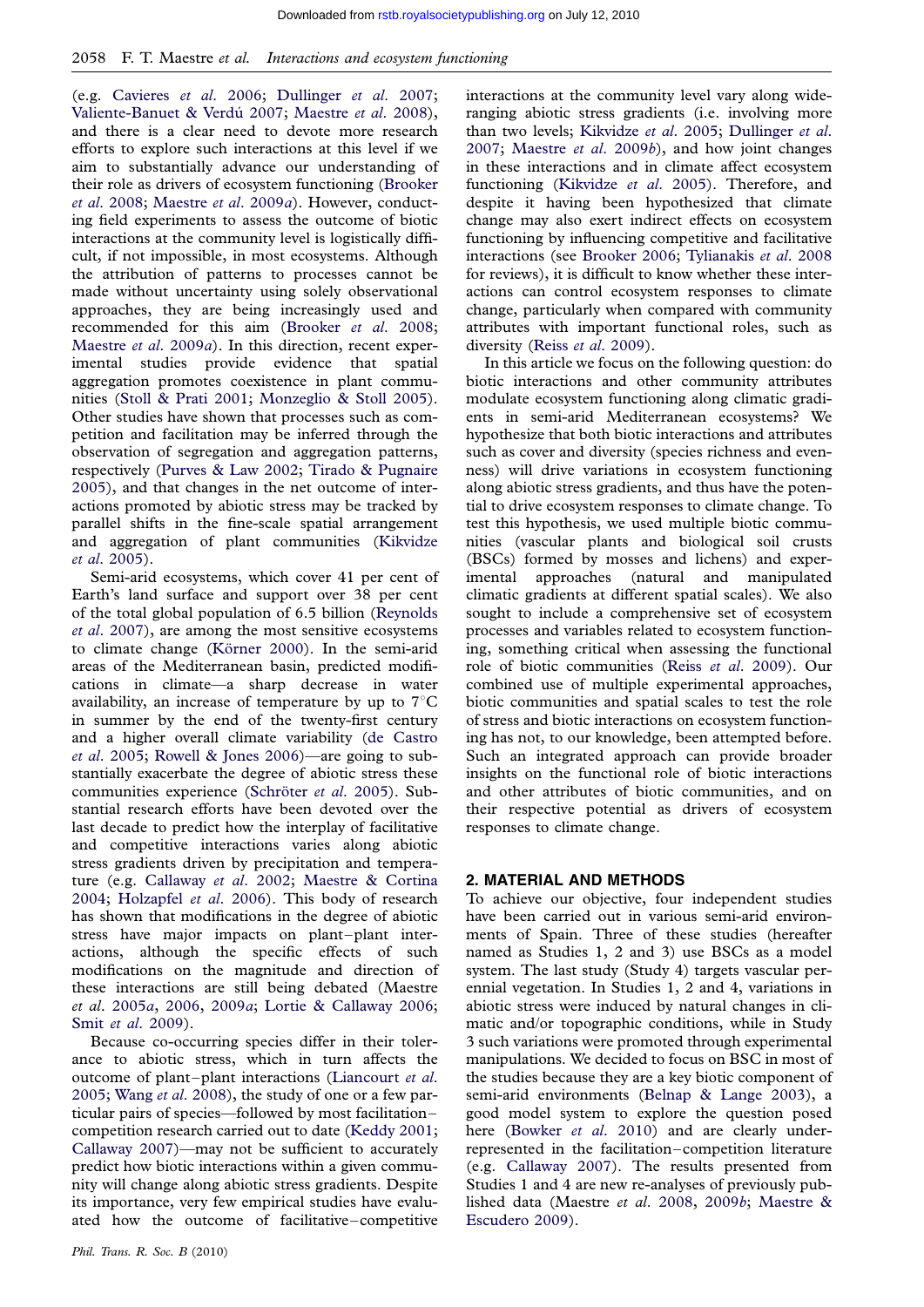(e.g. Cavieres *et al.* 2006; Dullinger *et al.* 2007; Valiente-Banuet & Verdú 2007; Maestre *et al.* 2008), and there is a clear need to devote more research efforts to explore such interactions at this level if we aim to substantially advance our understanding of their role as drivers of ecosystem functioning (Brooker *et al.* 2008; Maestre *et al.* 2009*a*). However, conducting field experiments to assess the outcome of biotic interactions at the community level is logistically difficult, if not impossible, in most ecosystems. Although the attribution of patterns to processes cannot be made without uncertainty using solely observational approaches, they are being increasingly used and recommended for this aim (Brooker *et al.* 2008; Maestre *et al.* 2009*a*). In this direction, recent experimental studies provide evidence that spatial aggregation promotes coexistence in plant communities (Stoll & Prati 2001; Monzeglio & Stoll 2005). Other studies have shown that processes such as competition and facilitation may be inferred through the observation of segregation and aggregation patterns, respectively (Purves & Law 2002; Tirado & Pugnaire 2005), and that changes in the net outcome of interactions promoted by abiotic stress may be tracked by parallel shifts in the fine-scale spatial arrangement and aggregation of plant communities (Kikvidze *et al.* 2005).

Semi-arid ecosystems, which cover 41 per cent of Earth's land surface and support over 38 per cent of the total global population of 6.5 billion (Reynolds *et al.* 2007), are among the most sensitive ecosystems to climate change (Körner 2000). In the semi-arid areas of the Mediterranean basin, predicted modifications in climate—a sharp decrease in water availability, an increase of temperature by up to 7°C in summer by the end of the twenty-first century and a higher overall climate variability (de Castro *et al.* 2005; Rowell & Jones 2006)—are going to substantially exacerbate the degree of abiotic stress these communities experience (Schröter *et al.* 2005). Substantial research efforts have been devoted over the last decade to predict how the interplay of facilitative and competitive interactions varies along abiotic stress gradients driven by precipitation and temperature (e.g. Callaway *et al.* 2002; Maestre & Cortina 2004; Holzapfel *et al.* 2006). This body of research has shown that modifications in the degree of abiotic stress have major impacts on plant–plant interactions, although the specific effects of such modifications on the magnitude and direction of these interactions are still being debated (Maestre *et al.* 2005*a*, 2006, 2009*a*; Lortie & Callaway 2006; Smit *et al.* 2009).

Because co-occurring species differ in their tolerance to abiotic stress, which in turn affects the outcome of plant–plant interactions (Liancourt *et al.* 2005; Wang *et al.* 2008), the study of one or a few particular pairs of species—followed by most facilitation–competition research carried out to date (Keddy 2001; Callaway 2007)—may not be sufficient to accurately predict how biotic interactions within a given community will change along abiotic stress gradients. Despite its importance, very few empirical studies have evaluated how the outcome of facilitative–competitive interactions at the community level vary along wide-ranging abiotic stress gradients (i.e. involving more than two levels; Kikvidze *et al.* 2005; Dullinger *et al.* 2007; Maestre *et al.* 2009*b*), and how joint changes in these interactions and in climate affect ecosystem functioning (Kikvidze *et al.* 2005). Therefore, and despite it having been hypothesized that climate change may also exert indirect effects on ecosystem functioning by influencing competitive and facilitative interactions (see Brooker 2006; Tylianakis *et al.* 2008 for reviews), it is difficult to know whether these interactions can control ecosystem responses to climate change, particularly when compared with community attributes with important functional roles, such as diversity (Reiss *et al.* 2009).

In this article we focus on the following question: do biotic interactions and other community attributes modulate ecosystem functioning along climatic gradients in semi-arid Mediterranean ecosystems? We hypothesize that both biotic interactions and attributes such as cover and diversity (species richness and evenness) will drive variations in ecosystem functioning along abiotic stress gradients, and thus have the potential to drive ecosystem responses to climate change. To test this hypothesis, we used multiple biotic communities (vascular plants and biological soil crusts (BSCs) formed by mosses and lichens) and experimental approaches (natural and manipulated climatic gradients at different spatial scales). We also sought to include a comprehensive set of ecosystem processes and variables related to ecosystem functioning, something critical when assessing the functional role of biotic communities (Reiss *et al.* 2009). Our combined use of multiple experimental approaches, biotic communities and spatial scales to test the role of stress and biotic interactions on ecosystem functioning has not, to our knowledge, been attempted before. Such an integrated approach can provide broader insights on the functional role of biotic interactions and other attributes of biotic communities, and on their respective potential as drivers of ecosystem responses to climate change.

## 2. MATERIAL AND METHODS

To achieve our objective, four independent studies have been carried out in various semi-arid environments of Spain. Three of these studies (hereafter named as Studies 1, 2 and 3) use BSCs as a model system. The last study (Study 4) targets vascular perennial vegetation. In Studies 1, 2 and 4, variations in abiotic stress were induced by natural changes in climatic and/or topographic conditions, while in Study 3 such variations were promoted through experimental manipulations. We decided to focus on BSC in most of the studies because they are a key biotic component of semi-arid environments (Belnap & Lange 2003), a good model system to explore the question posed here (Bowker *et al.* 2010) and are clearly underrepresented in the facilitation–competition literature (e.g. Callaway 2007). The results presented from Studies 1 and 4 are new re-analyses of previously published data (Maestre *et al.* 2008, 2009*b*; Maestre & Escudero 2009).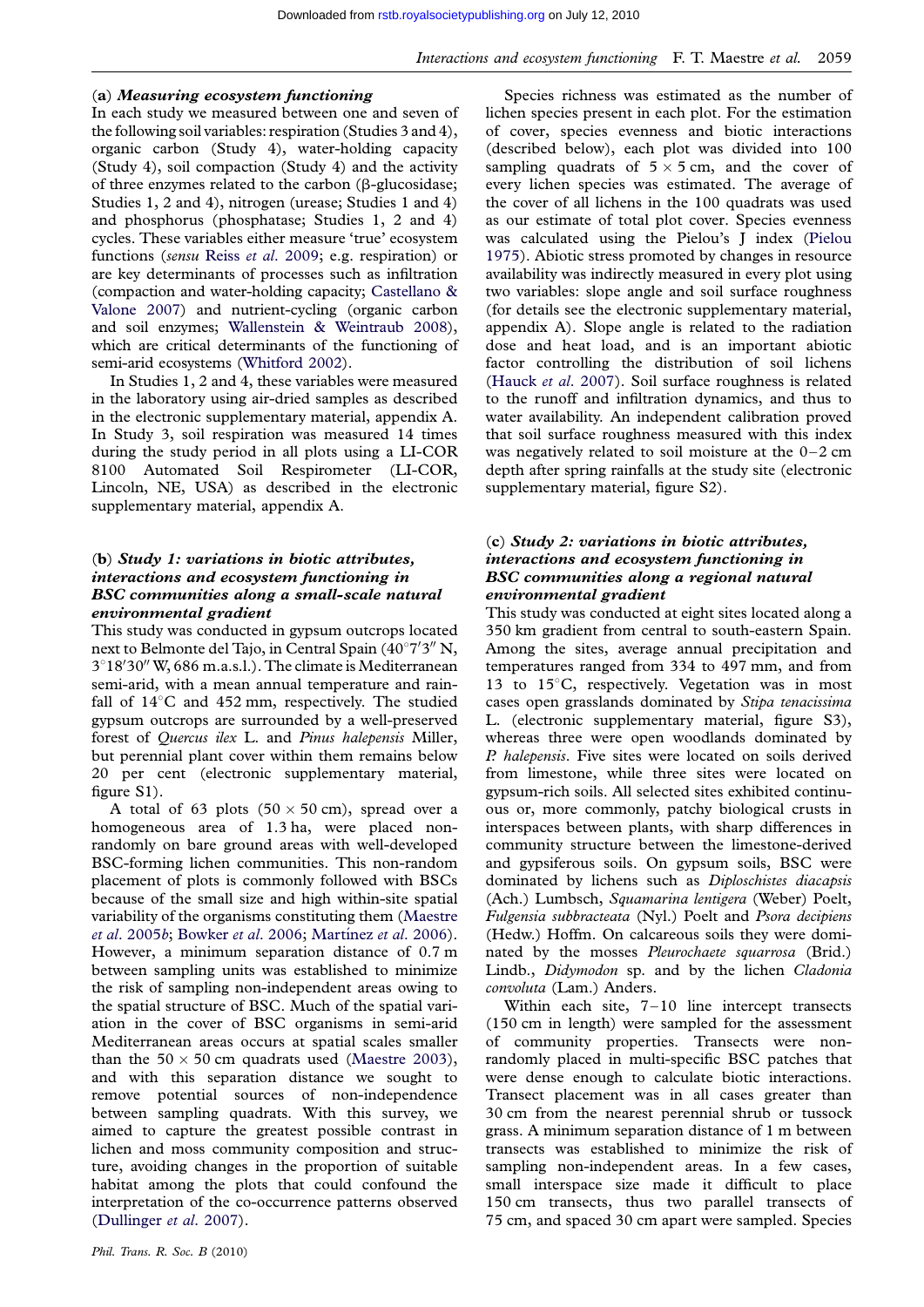### (a) *Measuring ecosystem functioning*

In each study we measured between one and seven of the following soil variables: respiration (Studies 3 and 4), organic carbon (Study 4), water-holding capacity (Study 4), soil compaction (Study 4) and the activity of three enzymes related to the carbon (β-glucosidase; Studies 1, 2 and 4), nitrogen (urease; Studies 1 and 4) and phosphorus (phosphatase; Studies 1, 2 and 4) cycles. These variables either measure 'true' ecosystem functions (*sensu* Reiss *et al.* 2009; e.g. respiration) or are key determinants of processes such as infiltration (compaction and water-holding capacity; Castellano & Valone 2007) and nutrient-cycling (organic carbon and soil enzymes; Wallenstein & Weintraub 2008), which are critical determinants of the functioning of semi-arid ecosystems (Whitford 2002).

In Studies 1, 2 and 4, these variables were measured in the laboratory using air-dried samples as described in the electronic supplementary material, appendix A. In Study 3, soil respiration was measured 14 times during the study period in all plots using a LI-COR 8100 Automated Soil Respirometer (LI-COR, Lincoln, NE, USA) as described in the electronic supplementary material, appendix A.

### (b) *Study 1: variations in biotic attributes, interactions and ecosystem functioning in BSC communities along a small-scale natural environmental gradient*

This study was conducted in gypsum outcrops located next to Belmonte del Tajo, in Central Spain (40°7′3″ N, 3°18′30″ W, 686 m.a.s.l.). The climate is Mediterranean semi-arid, with a mean annual temperature and rainfall of 14°C and 452 mm, respectively. The studied gypsum outcrops are surrounded by a well-preserved forest of *Quercus ilex* L. and *Pinus halepensis* Miller, but perennial plant cover within them remains below 20 per cent (electronic supplementary material, figure S1).

A total of 63 plots (50 × 50 cm), spread over a homogeneous area of 1.3 ha, were placed non-randomly on bare ground areas with well-developed BSC-forming lichen communities. This non-random placement of plots is commonly followed with BSCs because of the small size and high within-site spatial variability of the organisms constituting them (Maestre *et al.* 2005*b*; Bowker *et al.* 2006; Martínez *et al.* 2006). However, a minimum separation distance of 0.7 m between sampling units was established to minimize the risk of sampling non-independent areas owing to the spatial structure of BSC. Much of the spatial variation in the cover of BSC organisms in semi-arid Mediterranean areas occurs at spatial scales smaller than the 50 × 50 cm quadrats used (Maestre 2003), and with this separation distance we sought to remove potential sources of non-independence between sampling quadrats. With this survey, we aimed to capture the greatest possible contrast in lichen and moss community composition and structure, avoiding changes in the proportion of suitable habitat among the plots that could confound the interpretation of the co-occurrence patterns observed (Dullinger *et al.* 2007).

Species richness was estimated as the number of lichen species present in each plot. For the estimation of cover, species evenness and biotic interactions (described below), each plot was divided into 100 sampling quadrats of 5 × 5 cm, and the cover of every lichen species was estimated. The average of the cover of all lichens in the 100 quadrats was used as our estimate of total plot cover. Species evenness was calculated using the Pielou's J index (Pielou 1975). Abiotic stress promoted by changes in resource availability was indirectly measured in every plot using two variables: slope angle and soil surface roughness (for details see the electronic supplementary material, appendix A). Slope angle is related to the radiation dose and heat load, and is an important abiotic factor controlling the distribution of soil lichens (Hauck *et al.* 2007). Soil surface roughness is related to the runoff and infiltration dynamics, and thus to water availability. An independent calibration proved that soil surface roughness measured with this index was negatively related to soil moisture at the 0–2 cm depth after spring rainfalls at the study site (electronic supplementary material, figure S2).

### (c) *Study 2: variations in biotic attributes, interactions and ecosystem functioning in BSC communities along a regional natural environmental gradient*

This study was conducted at eight sites located along a 350 km gradient from central to south-eastern Spain. Among the sites, average annual precipitation and temperatures ranged from 334 to 497 mm, and from 13 to 15°C, respectively. Vegetation was in most cases open grasslands dominated by *Stipa tenacissima* L. (electronic supplementary material, figure S3), whereas three were open woodlands dominated by *P. halepensis*. Five sites were located on soils derived from limestone, while three sites were located on gypsum-rich soils. All selected sites exhibited continuous or, more commonly, patchy biological crusts in interspaces between plants, with sharp differences in community structure between the limestone-derived and gypsiferous soils. On gypsum soils, BSC were dominated by lichens such as *Diploschistes diacapsis* (Ach.) Lumbsch, *Squamarina lentigera* (Weber) Poelt, *Fulgensia subbracteata* (Nyl.) Poelt and *Psora decipiens* (Hedw.) Hoffm. On calcareous soils they were dominated by the mosses *Pleurochaete squarrosa* (Brid.) Lindb., *Didymodon* sp. and by the lichen *Cladonia convoluta* (Lam.) Anders.

Within each site, 7–10 line intercept transects (150 cm in length) were sampled for the assessment of community properties. Transects were non-randomly placed in multi-specific BSC patches that were dense enough to calculate biotic interactions. Transect placement was in all cases greater than 30 cm from the nearest perennial shrub or tussock grass. A minimum separation distance of 1 m between transects was established to minimize the risk of sampling non-independent areas. In a few cases, small interspace size made it difficult to place 150 cm transects, thus two parallel transects of 75 cm, and spaced 30 cm apart were sampled. Species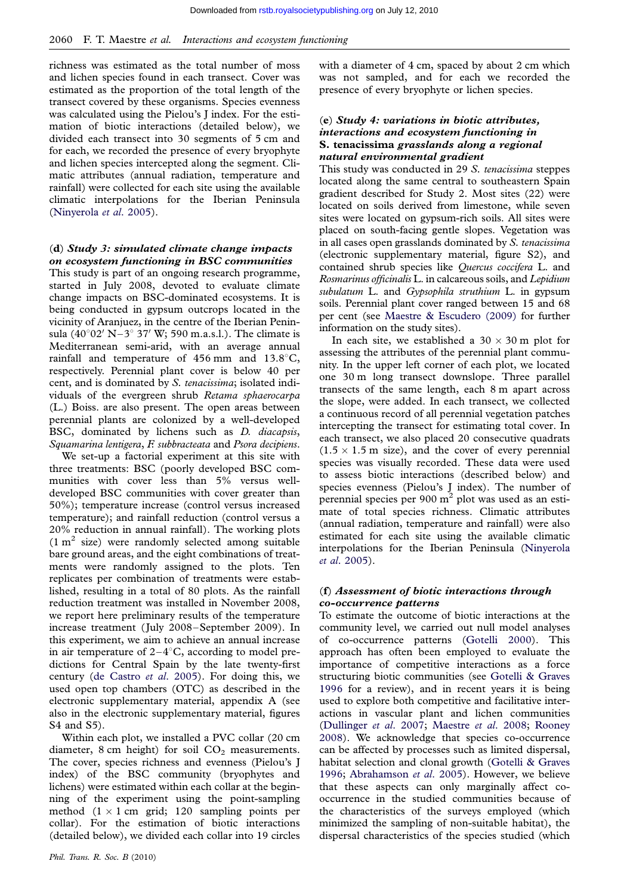richness was estimated as the total number of moss and lichen species found in each transect. Cover was estimated as the proportion of the total length of the transect covered by these organisms. Species evenness was calculated using the Pielou's J index. For the estimation of biotic interactions (detailed below), we divided each transect into 30 segments of 5 cm and for each, we recorded the presence of every bryophyte and lichen species intercepted along the segment. Climatic attributes (annual radiation, temperature and rainfall) were collected for each site using the available climatic interpolations for the Iberian Peninsula (Ninyerola *et al.* 2005).

### (d) *Study 3: simulated climate change impacts on ecosystem functioning in BSC communities*

This study is part of an ongoing research programme, started in July 2008, devoted to evaluate climate change impacts on BSC-dominated ecosystems. It is being conducted in gypsum outcrops located in the vicinity of Aranjuez, in the centre of the Iberian Peninsula (40°02′ N–3° 37′ W; 590 m.a.s.l.). The climate is Mediterranean semi-arid, with an average annual rainfall and temperature of 456 mm and 13.8°C, respectively. Perennial plant cover is below 40 per cent, and is dominated by *S. tenacissima*; isolated individuals of the evergreen shrub *Retama sphaerocarpa* (L.) Boiss. are also present. The open areas between perennial plants are colonized by a well-developed BSC, dominated by lichens such as *D. diacapsis*, *Squamarina lentigera*, *F. subbracteata* and *Psora decipiens*.

We set-up a factorial experiment at this site with three treatments: BSC (poorly developed BSC communities with cover less than 5% versus well-developed BSC communities with cover greater than 50%); temperature increase (control versus increased temperature); and rainfall reduction (control versus a 20% reduction in annual rainfall). The working plots ($1\ m^2$ size) were randomly selected among suitable bare ground areas, and the eight combinations of treatments were randomly assigned to the plots. Ten replicates per combination of treatments were established, resulting in a total of 80 plots. As the rainfall reduction treatment was installed in November 2008, we report here preliminary results of the temperature increase treatment (July 2008–September 2009). In this experiment, we aim to achieve an annual increase in air temperature of 2–4°C, according to model predictions for Central Spain by the late twenty-first century (de Castro *et al.* 2005). For doing this, we used open top chambers (OTC) as described in the electronic supplementary material, appendix A (see also in the electronic supplementary material, figures S4 and S5).

Within each plot, we installed a PVC collar (20 cm diameter, 8 cm height) for soil $CO_2$ measurements. The cover, species richness and evenness (Pielou's J index) of the BSC community (bryophytes and lichens) were estimated within each collar at the beginning of the experiment using the point-sampling method ($1 \times 1$ cm grid; 120 sampling points per collar). For the estimation of biotic interactions (detailed below), we divided each collar into 19 circles with a diameter of 4 cm, spaced by about 2 cm which was not sampled, and for each we recorded the presence of every bryophyte or lichen species.

### (e) *Study 4: variations in biotic attributes, interactions and ecosystem functioning in* S. tenacissima *grasslands along a regional natural environmental gradient*

This study was conducted in 29 *S. tenacissima* steppes located along the same central to southeastern Spain gradient described for Study 2. Most sites (22) were located on soils derived from limestone, while seven sites were located on gypsum-rich soils. All sites were placed on south-facing gentle slopes. Vegetation was in all cases open grasslands dominated by *S. tenacissima* (electronic supplementary material, figure S2), and contained shrub species like *Quercus coccifera* L. and *Rosmarinus officinalis* L. in calcareous soils, and *Lepidium subulatum* L. and *Gypsophila struthium* L. in gypsum soils. Perennial plant cover ranged between 15 and 68 per cent (see Maestre & Escudero (2009) for further information on the study sites).

In each site, we established a $30 \times 30$ m plot for assessing the attributes of the perennial plant community. In the upper left corner of each plot, we located one 30 m long transect downslope. Three parallel transects of the same length, each 8 m apart across the slope, were added. In each transect, we collected a continuous record of all perennial vegetation patches intercepting the transect for estimating total cover. In each transect, we also placed 20 consecutive quadrats ($1.5 \times 1.5$ m size), and the cover of every perennial species was visually recorded. These data were used to assess biotic interactions (described below) and species evenness (Pielou's J index). The number of perennial species per $900\ m^2$ plot was used as an estimate of total species richness. Climatic attributes (annual radiation, temperature and rainfall) were also estimated for each site using the available climatic interpolations for the Iberian Peninsula (Ninyerola *et al.* 2005).

### (f) *Assessment of biotic interactions through co-occurrence patterns*

To estimate the outcome of biotic interactions at the community level, we carried out null model analyses of co-occurrence patterns (Gotelli 2000). This approach has often been employed to evaluate the importance of competitive interactions as a force structuring biotic communities (see Gotelli & Graves 1996 for a review), and in recent years it is being used to explore both competitive and facilitative interactions in vascular plant and lichen communities (Dullinger *et al.* 2007; Maestre *et al.* 2008; Rooney 2008). We acknowledge that species co-occurrence can be affected by processes such as limited dispersal, habitat selection and clonal growth (Gotelli & Graves 1996; Abrahamson *et al.* 2005). However, we believe that these aspects can only marginally affect co-occurrence in the studied communities because of the characteristics of the surveys employed (which minimized the sampling of non-suitable habitat), the dispersal characteristics of the species studied (which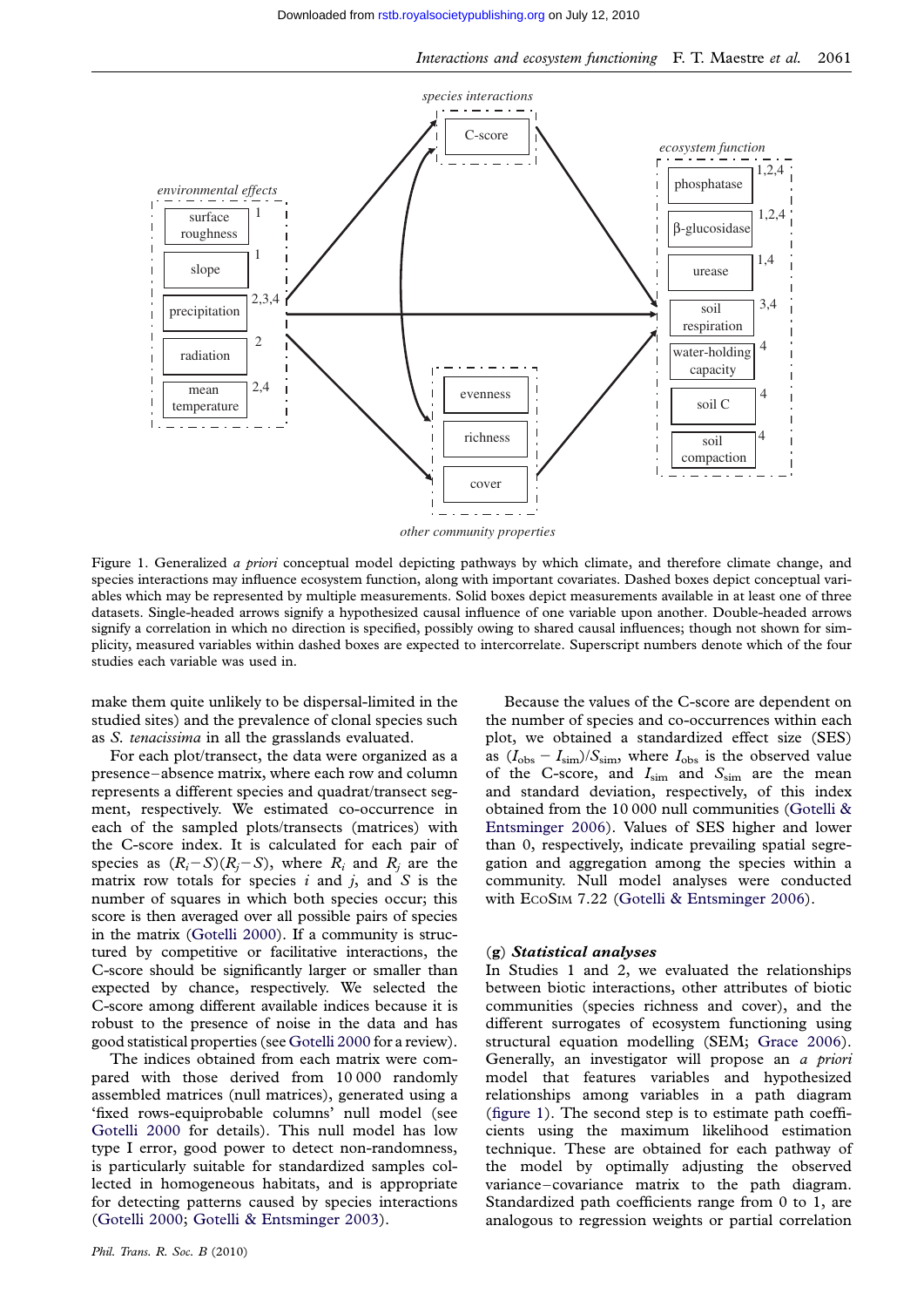Figure 1. Generalized *a priori* conceptual model depicting pathways by which climate, and therefore climate change, and species interactions may influence ecosystem function, along with important covariates. Dashed boxes depict conceptual variables which may be represented by multiple measurements. Solid boxes depict measurements available in at least one of three datasets. Single-headed arrows signify a hypothesized causal influence of one variable upon another. Double-headed arrows signify a correlation in which no direction is specified, possibly owing to shared causal influences; though not shown for simplicity, measured variables within dashed boxes are expected to intercorrelate. Superscript numbers denote which of the four studies each variable was used in.

make them quite unlikely to be dispersal-limited in the studied sites) and the prevalence of clonal species such as *S. tenacissima* in all the grasslands evaluated.

For each plot/transect, the data were organized as a presence–absence matrix, where each row and column represents a different species and quadrat/transect segment, respectively. We estimated co-occurrence in each of the sampled plots/transects (matrices) with the C-score index. It is calculated for each pair of species as $(R_i - S)(R_j - S)$, where $R_i$ and $R_j$ are the matrix row totals for species $i$ and $j$, and $S$ is the number of squares in which both species occur; this score is then averaged over all possible pairs of species in the matrix (Gotelli 2000). If a community is structured by competitive or facilitative interactions, the C-score should be significantly larger or smaller than expected by chance, respectively. We selected the C-score among different available indices because it is robust to the presence of noise in the data and has good statistical properties (see Gotelli 2000 for a review).

The indices obtained from each matrix were compared with those derived from 10 000 randomly assembled matrices (null matrices), generated using a 'fixed rows-equiprobable columns' null model (see Gotelli 2000 for details). This null model has low type I error, good power to detect non-randomness, is particularly suitable for standardized samples collected in homogeneous habitats, and is appropriate for detecting patterns caused by species interactions (Gotelli 2000; Gotelli & Entsminger 2003).

Because the values of the C-score are dependent on the number of species and co-occurrences within each plot, we obtained a standardized effect size (SES) as $(I_{obs} - I_{sim})/S_{sim}$, where $I_{obs}$ is the observed value of the C-score, and $I_{sim}$ and $S_{sim}$ are the mean and standard deviation, respectively, of this index obtained from the 10 000 null communities (Gotelli & Entsminger 2006). Values of SES higher and lower than 0, respectively, indicate prevailing spatial segregation and aggregation among the species within a community. Null model analyses were conducted with EcoSim 7.22 (Gotelli & Entsminger 2006).

### (g) *Statistical analyses*

In Studies 1 and 2, we evaluated the relationships between biotic interactions, other attributes of biotic communities (species richness and cover), and the different surrogates of ecosystem functioning using structural equation modelling (SEM; Grace 2006). Generally, an investigator will propose an *a priori* model that features variables and hypothesized relationships among variables in a path diagram (figure 1). The second step is to estimate path coefficients using the maximum likelihood estimation technique. These are obtained for each pathway of the model by optimally adjusting the observed variance–covariance matrix to the path diagram. Standardized path coefficients range from 0 to 1, are analogous to regression weights or partial correlation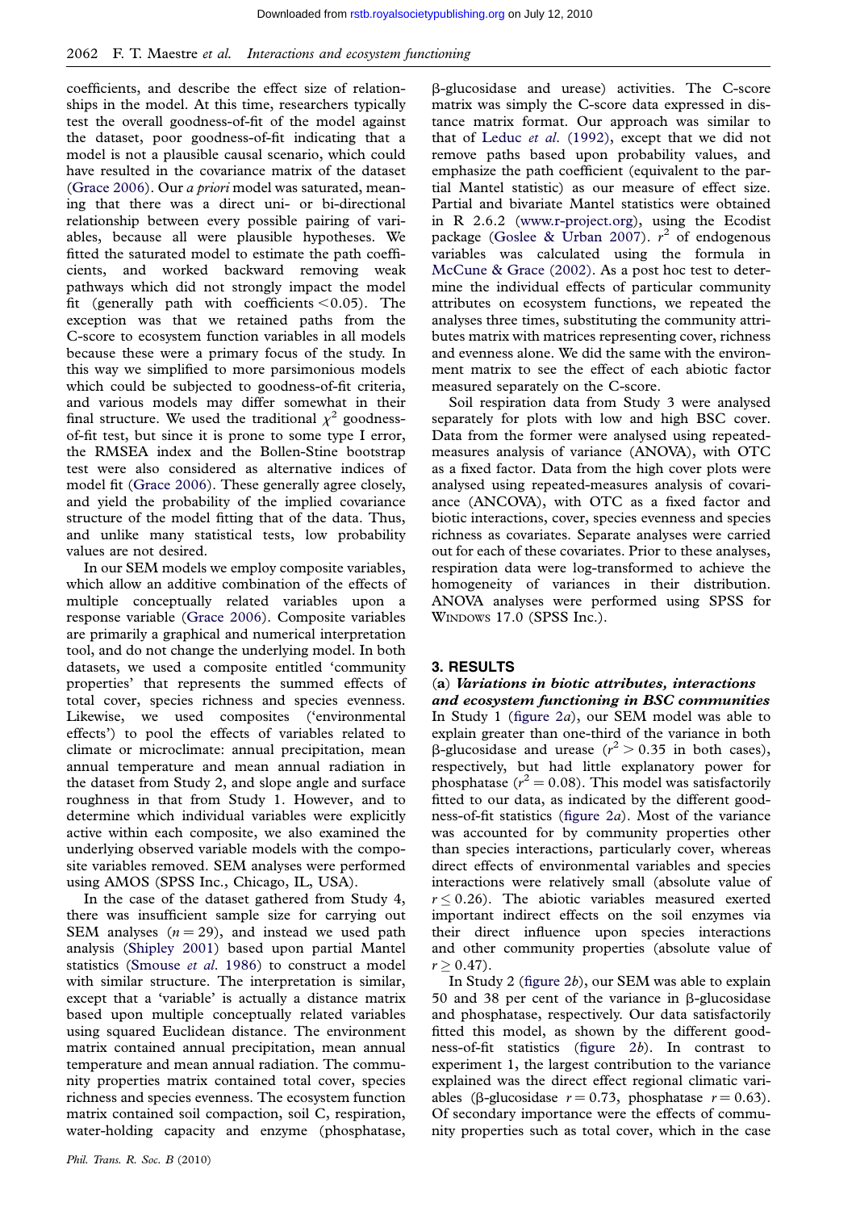coefficients, and describe the effect size of relationships in the model. At this time, researchers typically test the overall goodness-of-fit of the model against the dataset, poor goodness-of-fit indicating that a model is not a plausible causal scenario, which could have resulted in the covariance matrix of the dataset (Grace 2006). Our *a priori* model was saturated, meaning that there was a direct uni- or bi-directional relationship between every possible pairing of variables, because all were plausible hypotheses. We fitted the saturated model to estimate the path coefficients, and worked backward removing weak pathways which did not strongly impact the model fit (generally path with coefficients $<0.05$). The exception was that we retained paths from the C-score to ecosystem function variables in all models because these were a primary focus of the study. In this way we simplified to more parsimonious models which could be subjected to goodness-of-fit criteria, and various models may differ somewhat in their final structure. We used the traditional $\chi^2$ goodness-of-fit test, but since it is prone to some type I error, the RMSEA index and the Bollen-Stine bootstrap test were also considered as alternative indices of model fit (Grace 2006). These generally agree closely, and yield the probability of the implied covariance structure of the model fitting that of the data. Thus, and unlike many statistical tests, low probability values are not desired.

In our SEM models we employ composite variables, which allow an additive combination of the effects of multiple conceptually related variables upon a response variable (Grace 2006). Composite variables are primarily a graphical and numerical interpretation tool, and do not change the underlying model. In both datasets, we used a composite entitled 'community properties' that represents the summed effects of total cover, species richness and species evenness. Likewise, we used composites ('environmental effects') to pool the effects of variables related to climate or microclimate: annual precipitation, mean annual temperature and mean annual radiation in the dataset from Study 2, and slope angle and surface roughness in that from Study 1. However, and to determine which individual variables were explicitly active within each composite, we also examined the underlying observed variable models with the composite variables removed. SEM analyses were performed using AMOS (SPSS Inc., Chicago, IL, USA).

In the case of the dataset gathered from Study 4, there was insufficient sample size for carrying out SEM analyses ($n = 29$), and instead we used path analysis (Shipley 2001) based upon partial Mantel statistics (Smouse *et al.* 1986) to construct a model with similar structure. The interpretation is similar, except that a 'variable' is actually a distance matrix based upon multiple conceptually related variables using squared Euclidean distance. The environment matrix contained annual precipitation, mean annual temperature and mean annual radiation. The community properties matrix contained total cover, species richness and species evenness. The ecosystem function matrix contained soil compaction, soil C, respiration, water-holding capacity and enzyme (phosphatase, β-glucosidase and urease) activities. The C-score matrix was simply the C-score data expressed in distance matrix format. Our approach was similar to that of Leduc *et al.* (1992), except that we did not remove paths based upon probability values, and emphasize the path coefficient (equivalent to the partial Mantel statistic) as our measure of effect size. Partial and bivariate Mantel statistics were obtained in R 2.6.2 (www.r-project.org), using the Ecodist package (Goslee & Urban 2007). $r^2$ of endogenous variables was calculated using the formula in McCune & Grace (2002). As a post hoc test to determine the individual effects of particular community attributes on ecosystem functions, we repeated the analyses three times, substituting the community attributes matrix with matrices representing cover, richness and evenness alone. We did the same with the environment matrix to see the effect of each abiotic factor measured separately on the C-score.

Soil respiration data from Study 3 were analysed separately for plots with low and high BSC cover. Data from the former were analysed using repeated-measures analysis of variance (ANOVA), with OTC as a fixed factor. Data from the high cover plots were analysed using repeated-measures analysis of covariance (ANCOVA), with OTC as a fixed factor and biotic interactions, cover, species evenness and species richness as covariates. Separate analyses were carried out for each of these covariates. Prior to these analyses, respiration data were log-transformed to achieve the homogeneity of variances in their distribution. ANOVA analyses were performed using SPSS for WINDOWS 17.0 (SPSS Inc.).

## 3. RESULTS

### (a) *Variations in biotic attributes, interactions and ecosystem functioning in BSC communities*

In Study 1 (figure 2*a*), our SEM model was able to explain greater than one-third of the variance in both β-glucosidase and urease ($r^2 > 0.35$ in both cases), respectively, but had little explanatory power for phosphatase ($r^2 = 0.08$). This model was satisfactorily fitted to our data, as indicated by the different goodness-of-fit statistics (figure 2*a*). Most of the variance was accounted for by community properties other than species interactions, particularly cover, whereas direct effects of environmental variables and species interactions were relatively small (absolute value of $r \leq 0.26$). The abiotic variables measured exerted important indirect effects on the soil enzymes via their direct influence upon species interactions and other community properties (absolute value of $r \geq 0.47$).

In Study 2 (figure 2*b*), our SEM was able to explain 50 and 38 per cent of the variance in β-glucosidase and phosphatase, respectively. Our data satisfactorily fitted this model, as shown by the different goodness-of-fit statistics (figure 2*b*). In contrast to experiment 1, the largest contribution to the variance explained was the direct effect regional climatic variables (β-glucosidase $r = 0.73$, phosphatase $r = 0.63$). Of secondary importance were the effects of community properties such as total cover, which in the case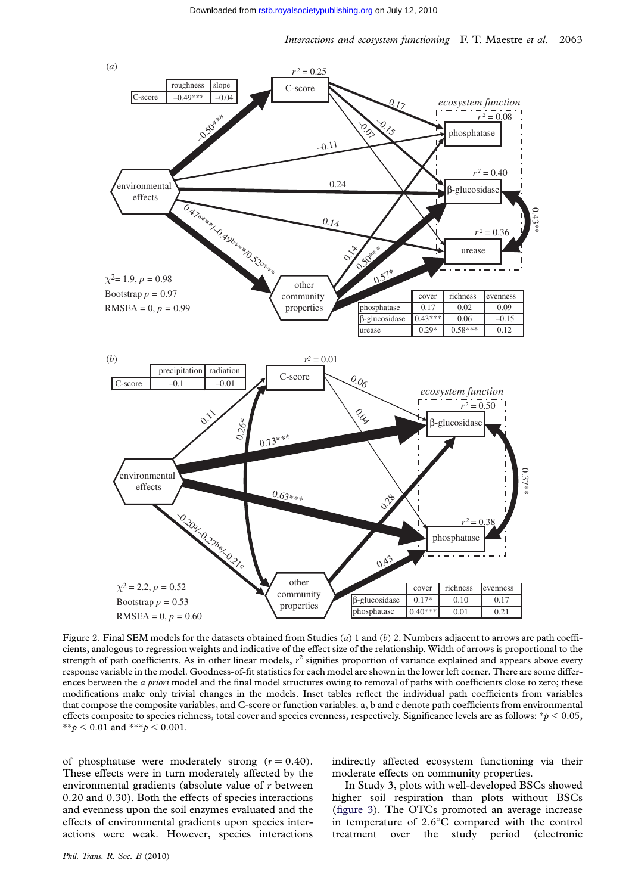(*a*)

| | roughness | slope |
|---|---|---|
| C-score | −0.49*** | −0.04 |

| | cover | richness | evenness |
|---|---|---|---|
| phosphatase | 0.17 | 0.02 | 0.09 |
| β-glucosidase | 0.43*** | 0.06 | −0.15 |
| urease | 0.29* | 0.58*** | 0.12 |

$\chi^2 = 1.9$, $p = 0.98$
Bootstrap $p = 0.97$
RMSEA = 0, $p = 0.99$

(*b*)

| | precipitation | radiation |
|---|---|---|
| C-score | −0.1 | −0.01 |

| | cover | richness | evenness |
|---|---|---|---|
| β-glucosidase | 0.17* | 0.10 | 0.17 |
| phosphatase | 0.40*** | 0.01 | 0.21 |

$\chi^2 = 2.2$, $p = 0.52$
Bootstrap $p = 0.53$
RMSEA = 0, $p = 0.60$

Figure 2. Final SEM models for the datasets obtained from Studies (*a*) 1 and (*b*) 2. Numbers adjacent to arrows are path coefficients, analogous to regression weights and indicative of the effect size of the relationship. Width of arrows is proportional to the strength of path coefficients. As in other linear models, $r^2$ signifies proportion of variance explained and appears above every response variable in the model. Goodness-of-fit statistics for each model are shown in the lower left corner. There are some differences between the *a priori* model and the final model structures owing to removal of paths with coefficients close to zero; these modifications make only trivial changes in the models. Inset tables reflect the individual path coefficients from variables that compose the composite variables, and C-score or function variables. a, b and c denote path coefficients from environmental effects composite to species richness, total cover and species evenness, respectively. Significance levels are as follows: \*$p < 0.05$, \*\*$p < 0.01$ and \*\*\*$p < 0.001$.

of phosphatase were moderately strong ($r = 0.40$). These effects were in turn moderately affected by the environmental gradients (absolute value of $r$ between 0.20 and 0.30). Both the effects of species interactions and evenness upon the soil enzymes evaluated and the effects of environmental gradients upon species interactions were weak. However, species interactions indirectly affected ecosystem functioning via their moderate effects on community properties.

In Study 3, plots with well-developed BSCs showed higher soil respiration than plots without BSCs (figure 3). The OTCs promoted an average increase in temperature of 2.6°C compared with the control treatment over the study period (electronic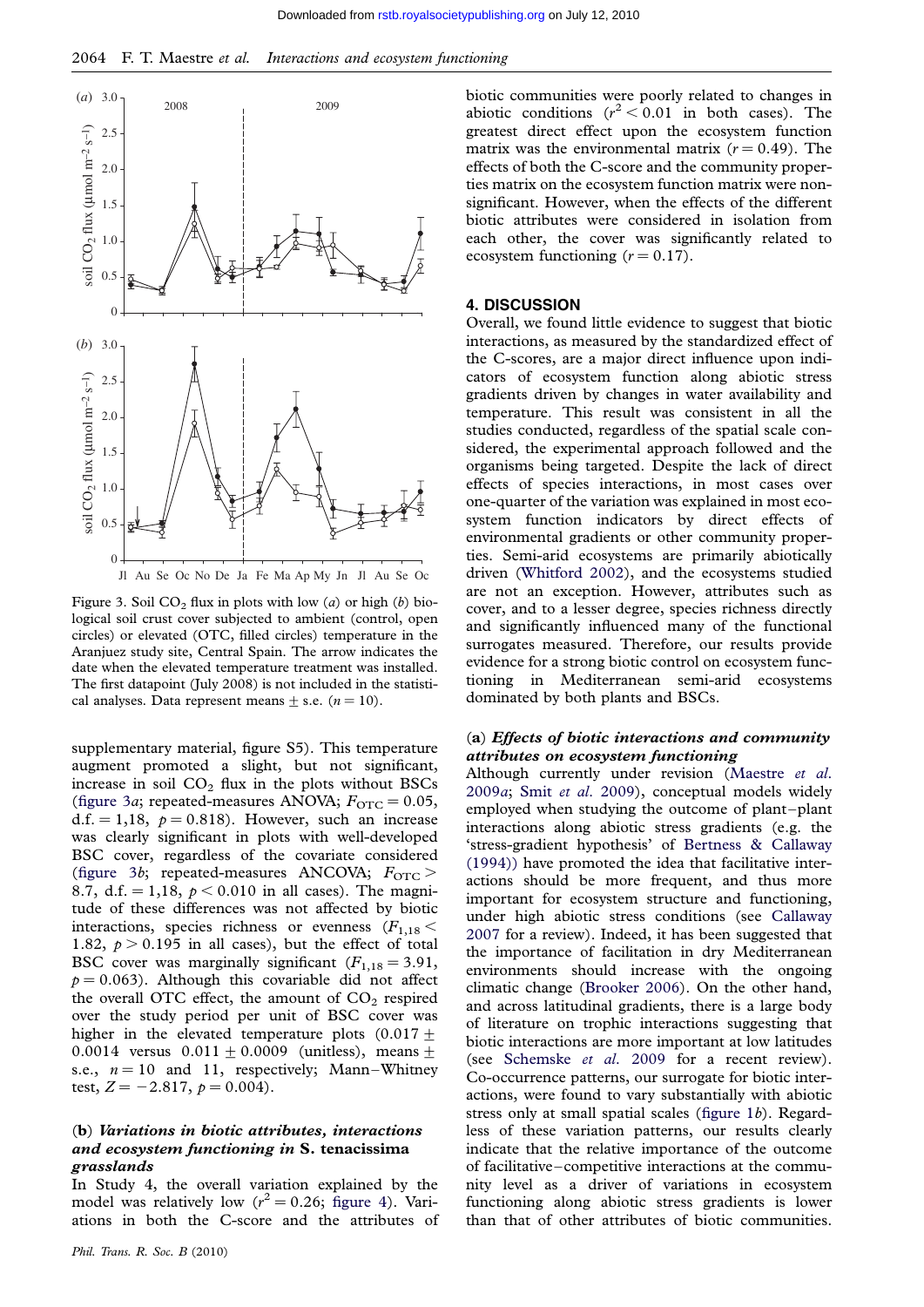Figure 3. Soil $CO_2$ flux in plots with low (*a*) or high (*b*) biological soil crust cover subjected to ambient (control, open circles) or elevated (OTC, filled circles) temperature in the Aranjuez study site, Central Spain. The arrow indicates the date when the elevated temperature treatment was installed. The first datapoint (July 2008) is not included in the statistical analyses. Data represent means ± s.e. ($n = 10$).

supplementary material, figure S5). This temperature augment promoted a slight, but not significant, increase in soil $CO_2$ flux in the plots without BSCs (figure 3*a*; repeated-measures ANOVA; $F_{OTC} = 0.05$, d.f. = 1,18, $p = 0.818$). However, such an increase was clearly significant in plots with well-developed BSC cover, regardless of the covariate considered (figure 3*b*; repeated-measures ANCOVA; $F_{OTC} > 8.7$, d.f. = 1,18, $p < 0.010$ in all cases). The magnitude of these differences was not affected by biotic interactions, species richness or evenness ($F_{1,18} < 1.82$, $p > 0.195$ in all cases), but the effect of total BSC cover was marginally significant ($F_{1,18} = 3.91$, $p = 0.063$). Although this covariable did not affect the overall OTC effect, the amount of $CO_2$ respired over the study period per unit of BSC cover was higher in the elevated temperature plots (0.017 ± 0.0014 versus 0.011 ± 0.0009 (unitless), means ± s.e., $n = 10$ and 11, respectively; Mann–Whitney test, $Z = -2.817$, $p = 0.004$).

### (b) *Variations in biotic attributes, interactions and ecosystem functioning in* S. tenacissima *grasslands*

In Study 4, the overall variation explained by the model was relatively low ($r^2 = 0.26$; figure 4). Variations in both the C-score and the attributes of biotic communities were poorly related to changes in abiotic conditions ($r^2 < 0.01$ in both cases). The greatest direct effect upon the ecosystem function matrix was the environmental matrix ($r = 0.49$). The effects of both the C-score and the community properties matrix on the ecosystem function matrix were non-significant. However, when the effects of the different biotic attributes were considered in isolation from each other, the cover was significantly related to ecosystem functioning ($r = 0.17$).

## 4. DISCUSSION

Overall, we found little evidence to suggest that biotic interactions, as measured by the standardized effect of the C-scores, are a major direct influence upon indicators of ecosystem function along abiotic stress gradients driven by changes in water availability and temperature. This result was consistent in all the studies conducted, regardless of the spatial scale considered, the experimental approach followed and the organisms being targeted. Despite the lack of direct effects of species interactions, in most cases over one-quarter of the variation was explained in most ecosystem function indicators by direct effects of environmental gradients or other community properties. Semi-arid ecosystems are primarily abiotically driven (Whitford 2002), and the ecosystems studied are not an exception. However, attributes such as cover, and to a lesser degree, species richness directly and significantly influenced many of the functional surrogates measured. Therefore, our results provide evidence for a strong biotic control on ecosystem functioning in Mediterranean semi-arid ecosystems dominated by both plants and BSCs.

### (a) *Effects of biotic interactions and community attributes on ecosystem functioning*

Although currently under revision (Maestre *et al.* 2009*a*; Smit *et al.* 2009), conceptual models widely employed when studying the outcome of plant–plant interactions along abiotic stress gradients (e.g. the 'stress-gradient hypothesis' of Bertness & Callaway (1994)) have promoted the idea that facilitative interactions should be more frequent, and thus more important for ecosystem structure and functioning, under high abiotic stress conditions (see Callaway 2007 for a review). Indeed, it has been suggested that the importance of facilitation in dry Mediterranean environments should increase with the ongoing climatic change (Brooker 2006). On the other hand, and across latitudinal gradients, there is a large body of literature on trophic interactions suggesting that biotic interactions are more important at low latitudes (see Schemske *et al.* 2009 for a recent review). Co-occurrence patterns, our surrogate for biotic interactions, were found to vary substantially with abiotic stress only at small spatial scales (figure 1*b*). Regardless of these variation patterns, our results clearly indicate that the relative importance of the outcome of facilitative–competitive interactions at the community level as a driver of variations in ecosystem functioning along abiotic stress gradients is lower than that of other attributes of biotic communities.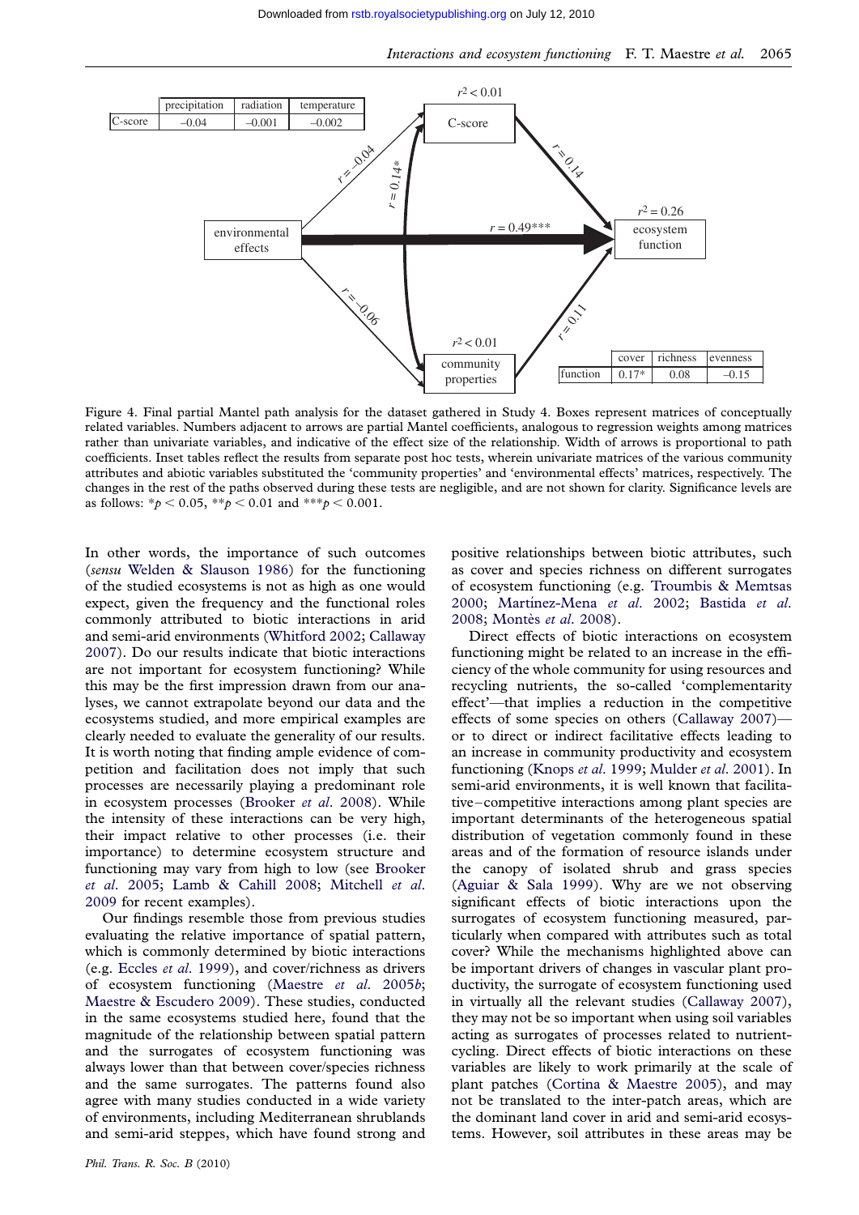| | precipitation | radiation | temperature |
|---|---|---|---|
| C-score | −0.04 | −0.001 | −0.002 |

| | cover | richness | evenness |
|---|---|---|---|
| function | 0.17* | 0.08 | −0.15 |

Figure 4. Final partial Mantel path analysis for the dataset gathered in Study 4. Boxes represent matrices of conceptually related variables. Numbers adjacent to arrows are partial Mantel coefficients, analogous to regression weights among matrices rather than univariate variables, and indicative of the effect size of the relationship. Width of arrows is proportional to path coefficients. Inset tables reflect the results from separate post hoc tests, wherein univariate matrices of the various community attributes and abiotic variables substituted the 'community properties' and 'environmental effects' matrices, respectively. The changes in the rest of the paths observed during these tests are negligible, and are not shown for clarity. Significance levels are as follows: $*p < 0.05$, $**p < 0.01$ and $***p < 0.001$.

In other words, the importance of such outcomes (*sensu* Welden & Slauson 1986) for the functioning of the studied ecosystems is not as high as one would expect, given the frequency and the functional roles commonly attributed to biotic interactions in arid and semi-arid environments (Whitford 2002; Callaway 2007). Do our results indicate that biotic interactions are not important for ecosystem functioning? While this may be the first impression drawn from our analyses, we cannot extrapolate beyond our data and the ecosystems studied, and more empirical examples are clearly needed to evaluate the generality of our results. It is worth noting that finding ample evidence of competition and facilitation does not imply that such processes are necessarily playing a predominant role in ecosystem processes (Brooker *et al*. 2008). While the intensity of these interactions can be very high, their impact relative to other processes (i.e. their importance) to determine ecosystem structure and functioning may vary from high to low (see Brooker *et al*. 2005; Lamb & Cahill 2008; Mitchell *et al*. 2009 for recent examples).

Our findings resemble those from previous studies evaluating the relative importance of spatial pattern, which is commonly determined by biotic interactions (e.g. Eccles *et al*. 1999), and cover/richness as drivers of ecosystem functioning (Maestre *et al*. 2005*b*; Maestre & Escudero 2009). These studies, conducted in the same ecosystems studied here, found that the magnitude of the relationship between spatial pattern and the surrogates of ecosystem functioning was always lower than that between cover/species richness and the same surrogates. The patterns found also agree with many studies conducted in a wide variety of environments, including Mediterranean shrublands and semi-arid steppes, which have found strong and positive relationships between biotic attributes, such as cover and species richness on different surrogates of ecosystem functioning (e.g. Troumbis & Memtsas 2000; Martínez-Mena *et al*. 2002; Bastida *et al*. 2008; Montès *et al*. 2008).

Direct effects of biotic interactions on ecosystem functioning might be related to an increase in the efficiency of the whole community for using resources and recycling nutrients, the so-called 'complementarity effect'—that implies a reduction in the competitive effects of some species on others (Callaway 2007)—or to direct or indirect facilitative effects leading to an increase in community productivity and ecosystem functioning (Knops *et al*. 1999; Mulder *et al*. 2001). In semi-arid environments, it is well known that facilitative–competitive interactions among plant species are important determinants of the heterogeneous spatial distribution of vegetation commonly found in these areas and of the formation of resource islands under the canopy of isolated shrub and grass species (Aguiar & Sala 1999). Why are we not observing significant effects of biotic interactions upon the surrogates of ecosystem functioning measured, particularly when compared with attributes such as total cover? While the mechanisms highlighted above can be important drivers of changes in vascular plant productivity, the surrogate of ecosystem functioning used in virtually all the relevant studies (Callaway 2007), they may not be so important when using soil variables acting as surrogates of processes related to nutrient-cycling. Direct effects of biotic interactions on these variables are likely to work primarily at the scale of plant patches (Cortina & Maestre 2005), and may not be translated to the inter-patch areas, which are the dominant land cover in arid and semi-arid ecosystems. However, soil attributes in these areas may be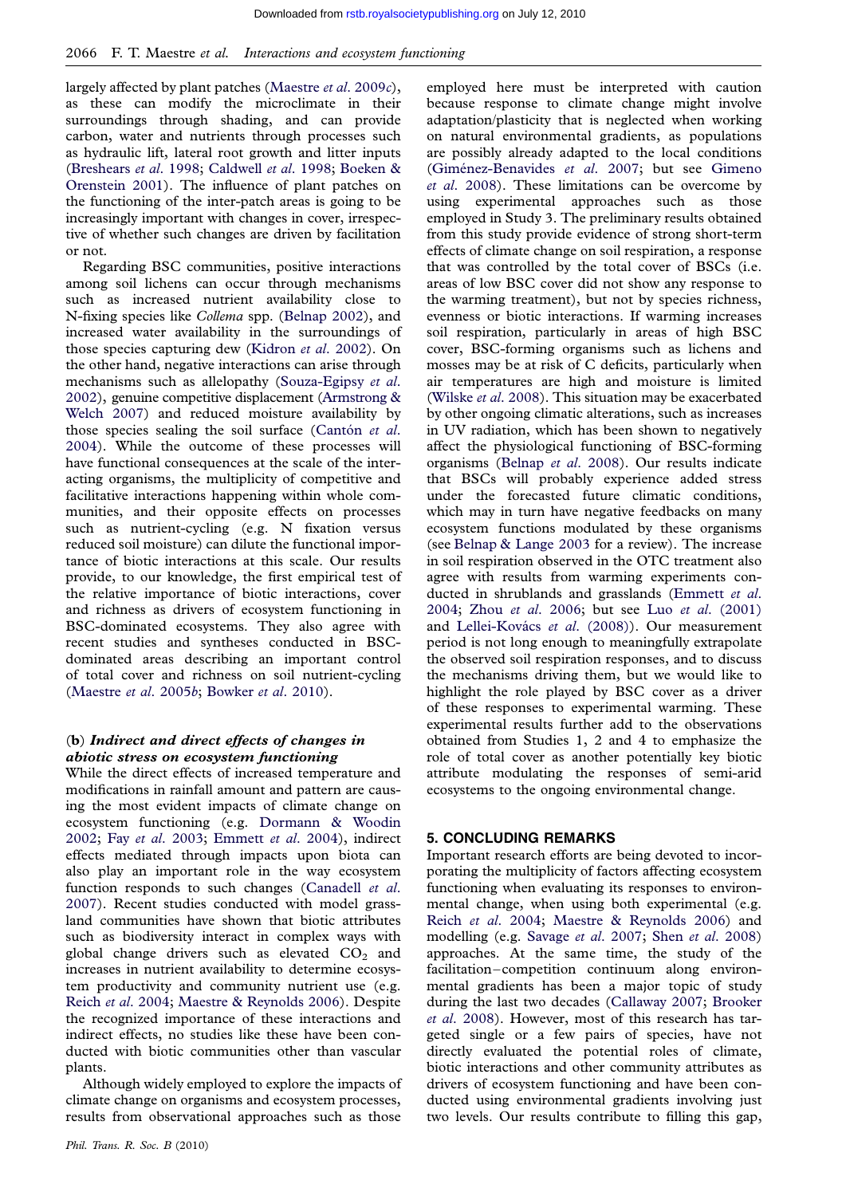largely affected by plant patches (Maestre *et al.* 2009*c*), as these can modify the microclimate in their surroundings through shading, and can provide carbon, water and nutrients through processes such as hydraulic lift, lateral root growth and litter inputs (Breshears *et al.* 1998; Caldwell *et al.* 1998; Boeken & Orenstein 2001). The influence of plant patches on the functioning of the inter-patch areas is going to be increasingly important with changes in cover, irrespective of whether such changes are driven by facilitation or not.

Regarding BSC communities, positive interactions among soil lichens can occur through mechanisms such as increased nutrient availability close to N-fixing species like *Collema* spp. (Belnap 2002), and increased water availability in the surroundings of those species capturing dew (Kidron *et al.* 2002). On the other hand, negative interactions can arise through mechanisms such as allelopathy (Souza-Egipsy *et al.* 2002), genuine competitive displacement (Armstrong & Welch 2007) and reduced moisture availability by those species sealing the soil surface (Cantón *et al.* 2004). While the outcome of these processes will have functional consequences at the scale of the interacting organisms, the multiplicity of competitive and facilitative interactions happening within whole communities, and their opposite effects on processes such as nutrient-cycling (e.g. N fixation versus reduced soil moisture) can dilute the functional importance of biotic interactions at this scale. Our results provide, to our knowledge, the first empirical test of the relative importance of biotic interactions, cover and richness as drivers of ecosystem functioning in BSC-dominated ecosystems. They also agree with recent studies and syntheses conducted in BSC-dominated areas describing an important control of total cover and richness on soil nutrient-cycling (Maestre *et al.* 2005*b*; Bowker *et al.* 2010).

### (b) *Indirect and direct effects of changes in abiotic stress on ecosystem functioning*

While the direct effects of increased temperature and modifications in rainfall amount and pattern are causing the most evident impacts of climate change on ecosystem functioning (e.g. Dormann & Woodin 2002; Fay *et al.* 2003; Emmett *et al.* 2004), indirect effects mediated through impacts upon biota can also play an important role in the way ecosystem function responds to such changes (Canadell *et al.* 2007). Recent studies conducted with model grassland communities have shown that biotic attributes such as biodiversity interact in complex ways with global change drivers such as elevated $CO_2$ and increases in nutrient availability to determine ecosystem productivity and community nutrient use (e.g. Reich *et al.* 2004; Maestre & Reynolds 2006). Despite the recognized importance of these interactions and indirect effects, no studies like these have been conducted with biotic communities other than vascular plants.

Although widely employed to explore the impacts of climate change on organisms and ecosystem processes, results from observational approaches such as those employed here must be interpreted with caution because response to climate change might involve adaptation/plasticity that is neglected when working on natural environmental gradients, as populations are possibly already adapted to the local conditions (Giménez-Benavides *et al.* 2007; but see Gimeno *et al.* 2008). These limitations can be overcome by using experimental approaches such as those employed in Study 3. The preliminary results obtained from this study provide evidence of strong short-term effects of climate change on soil respiration, a response that was controlled by the total cover of BSCs (i.e. areas of low BSC cover did not show any response to the warming treatment), but not by species richness, evenness or biotic interactions. If warming increases soil respiration, particularly in areas of high BSC cover, BSC-forming organisms such as lichens and mosses may be at risk of C deficits, particularly when air temperatures are high and moisture is limited (Wilske *et al.* 2008). This situation may be exacerbated by other ongoing climatic alterations, such as increases in UV radiation, which has been shown to negatively affect the physiological functioning of BSC-forming organisms (Belnap *et al.* 2008). Our results indicate that BSCs will probably experience added stress under the forecasted future climatic conditions, which may in turn have negative feedbacks on many ecosystem functions modulated by these organisms (see Belnap & Lange 2003 for a review). The increase in soil respiration observed in the OTC treatment also agree with results from warming experiments conducted in shrublands and grasslands (Emmett *et al.* 2004; Zhou *et al.* 2006; but see Luo *et al.* (2001) and Lellei-Kovács *et al.* (2008)). Our measurement period is not long enough to meaningfully extrapolate the observed soil respiration responses, and to discuss the mechanisms driving them, but we would like to highlight the role played by BSC cover as a driver of these responses to experimental warming. These experimental results further add to the observations obtained from Studies 1, 2 and 4 to emphasize the role of total cover as another potentially key biotic attribute modulating the responses of semi-arid ecosystems to the ongoing environmental change.

## 5. CONCLUDING REMARKS

Important research efforts are being devoted to incorporating the multiplicity of factors affecting ecosystem functioning when evaluating its responses to environmental change, when using both experimental (e.g. Reich *et al.* 2004; Maestre & Reynolds 2006) and modelling (e.g. Savage *et al.* 2007; Shen *et al.* 2008) approaches. At the same time, the study of the facilitation–competition continuum along environmental gradients has been a major topic of study during the last two decades (Callaway 2007; Brooker *et al.* 2008). However, most of this research has targeted single or a few pairs of species, have not directly evaluated the potential roles of climate, biotic interactions and other community attributes as drivers of ecosystem functioning and have been conducted using environmental gradients involving just two levels. Our results contribute to filling this gap,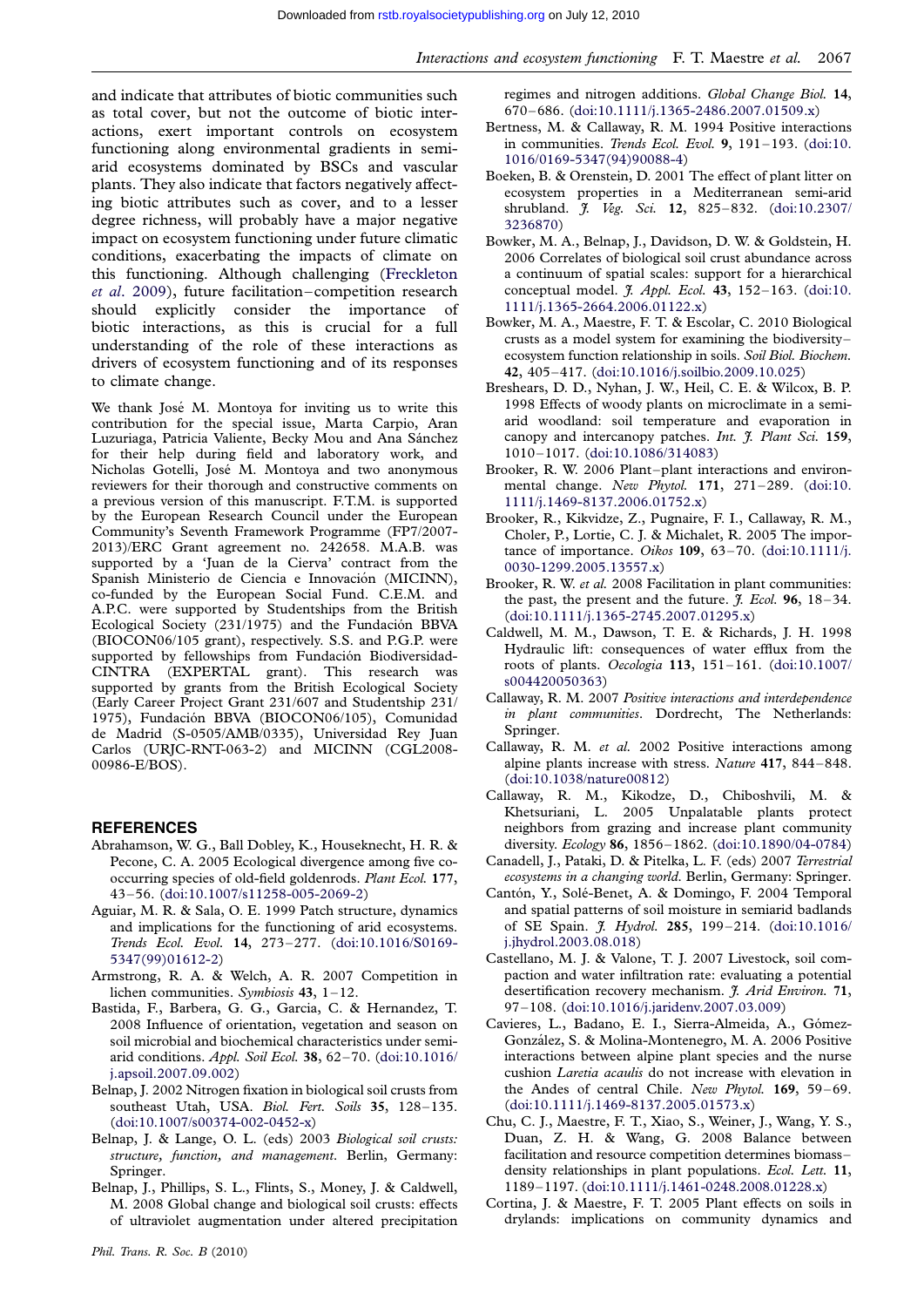and indicate that attributes of biotic communities such as total cover, but not the outcome of biotic interactions, exert important controls on ecosystem functioning along environmental gradients in semi-arid ecosystems dominated by BSCs and vascular plants. They also indicate that factors negatively affecting biotic attributes such as cover, and to a lesser degree richness, will probably have a major negative impact on ecosystem functioning under future climatic conditions, exacerbating the impacts of climate on this functioning. Although challenging (Freckleton *et al*. 2009), future facilitation–competition research should explicitly consider the importance of biotic interactions, as this is crucial for a full understanding of the role of these interactions as drivers of ecosystem functioning and of its responses to climate change.

We thank José M. Montoya for inviting us to write this contribution for the special issue, Marta Carpio, Aran Luzuriaga, Patricia Valiente, Becky Mou and Ana Sánchez for their help during field and laboratory work, and Nicholas Gotelli, José M. Montoya and two anonymous reviewers for their thorough and constructive comments on a previous version of this manuscript. F.T.M. is supported by the European Research Council under the European Community's Seventh Framework Programme (FP7/2007-2013)/ERC Grant agreement no. 242658. M.A.B. was supported by a 'Juan de la Cierva' contract from the Spanish Ministerio de Ciencia e Innovación (MICINN), co-funded by the European Social Fund. C.E.M. and A.P.C. were supported by Studentships from the British Ecological Society (231/1975) and the Fundación BBVA (BIOCON06/105 grant), respectively. S.S. and P.G.P. were supported by fellowships from Fundación Biodiversidad-CINTRA (EXPERTAL grant). This research was supported by grants from the British Ecological Society (Early Career Project Grant 231/607 and Studentship 231/1975), Fundación BBVA (BIOCON06/105), Comunidad de Madrid (S-0505/AMB/0335), Universidad Rey Juan Carlos (URJC-RNT-063-2) and MICINN (CGL2008-00986-E/BOS).

## REFERENCES

Abrahamson, W. G., Ball Dobley, K., Houseknecht, H. R. & Pecone, C. A. 2005 Ecological divergence among five co-occurring species of old-field goldenrods. *Plant Ecol.* **177**, 43–56. (doi:10.1007/s11258-005-2069-2)

Aguiar, M. R. & Sala, O. E. 1999 Patch structure, dynamics and implications for the functioning of arid ecosystems. *Trends Ecol. Evol.* **14**, 273–277. (doi:10.1016/S0169-5347(99)01612-2)

Armstrong, R. A. & Welch, A. R. 2007 Competition in lichen communities. *Symbiosis* **43**, 1–12.

Bastida, F., Barbera, G. G., Garcia, C. & Hernandez, T. 2008 Influence of orientation, vegetation and season on soil microbial and biochemical characteristics under semi-arid conditions. *Appl. Soil Ecol.* **38**, 62–70. (doi:10.1016/j.apsoil.2007.09.002)

Belnap, J. 2002 Nitrogen fixation in biological soil crusts from southeast Utah, USA. *Biol. Fert. Soils* **35**, 128–135. (doi:10.1007/s00374-002-0452-x)

Belnap, J. & Lange, O. L. (eds) 2003 *Biological soil crusts: structure, function, and management*. Berlin, Germany: Springer.

Belnap, J., Phillips, S. L., Flints, S., Money, J. & Caldwell, M. 2008 Global change and biological soil crusts: effects of ultraviolet augmentation under altered precipitation regimes and nitrogen additions. *Global Change Biol.* **14**, 670–686. (doi:10.1111/j.1365-2486.2007.01509.x)

Bertness, M. & Callaway, R. M. 1994 Positive interactions in communities. *Trends Ecol. Evol.* **9**, 191–193. (doi:10.1016/0169-5347(94)90088-4)

Boeken, B. & Orenstein, D. 2001 The effect of plant litter on ecosystem properties in a Mediterranean semi-arid shrubland. *J. Veg. Sci.* **12**, 825–832. (doi:10.2307/3236870)

Bowker, M. A., Belnap, J., Davidson, D. W. & Goldstein, H. 2006 Correlates of biological soil crust abundance across a continuum of spatial scales: support for a hierarchical conceptual model. *J. Appl. Ecol.* **43**, 152–163. (doi:10.1111/j.1365-2664.2006.01122.x)

Bowker, M. A., Maestre, F. T. & Escolar, C. 2010 Biological crusts as a model system for examining the biodiversity–ecosystem function relationship in soils. *Soil Biol. Biochem.* **42**, 405–417. (doi:10.1016/j.soilbio.2009.10.025)

Breshears, D. D., Nyhan, J. W., Heil, C. E. & Wilcox, B. P. 1998 Effects of woody plants on microclimate in a semi-arid woodland: soil temperature and evaporation in canopy and intercanopy patches. *Int. J. Plant Sci.* **159**, 1010–1017. (doi:10.1086/314083)

Brooker, R. W. 2006 Plant–plant interactions and environmental change. *New Phytol.* **171**, 271–289. (doi:10.1111/j.1469-8137.2006.01752.x)

Brooker, R., Kikvidze, Z., Pugnaire, F. I., Callaway, R. M., Choler, P., Lortie, C. J. & Michalet, R. 2005 The importance of importance. *Oikos* **109**, 63–70. (doi:10.1111/j.0030-1299.2005.13557.x)

Brooker, R. W. *et al.* 2008 Facilitation in plant communities: the past, the present and the future. *J. Ecol.* **96**, 18–34. (doi:10.1111/j.1365-2745.2007.01295.x)

Caldwell, M. M., Dawson, T. E. & Richards, J. H. 1998 Hydraulic lift: consequences of water efflux from the roots of plants. *Oecologia* **113**, 151–161. (doi:10.1007/s004420050363)

Callaway, R. M. 2007 *Positive interactions and interdependence in plant communities*. Dordrecht, The Netherlands: Springer.

Callaway, R. M. *et al.* 2002 Positive interactions among alpine plants increase with stress. *Nature* **417**, 844–848. (doi:10.1038/nature00812)

Callaway, R. M., Kikodze, D., Chiboshvili, M. & Khetsuriani, L. 2005 Unpalatable plants protect neighbors from grazing and increase plant community diversity. *Ecology* **86**, 1856–1862. (doi:10.1890/04-0784)

Canadell, J., Pataki, D. & Pitelka, L. F. (eds) 2007 *Terrestrial ecosystems in a changing world*. Berlin, Germany: Springer.

Cantón, Y., Solé-Benet, A. & Domingo, F. 2004 Temporal and spatial patterns of soil moisture in semiarid badlands of SE Spain. *J. Hydrol.* **285**, 199–214. (doi:10.1016/j.jhydrol.2003.08.018)

Castellano, M. J. & Valone, T. J. 2007 Livestock, soil compaction and water infiltration rate: evaluating a potential desertification recovery mechanism. *J. Arid Environ.* **71**, 97–108. (doi:10.1016/j.jaridenv.2007.03.009)

Cavieres, L., Badano, E. I., Sierra-Almeida, A., Gómez-González, S. & Molina-Montenegro, M. A. 2006 Positive interactions between alpine plant species and the nurse cushion *Laretia acaulis* do not increase with elevation in the Andes of central Chile. *New Phytol.* **169**, 59–69. (doi:10.1111/j.1469-8137.2005.01573.x)

Chu, C. J., Maestre, F. T., Xiao, S., Weiner, J., Wang, Y. S., Duan, Z. H. & Wang, G. 2008 Balance between facilitation and resource competition determines biomass–density relationships in plant populations. *Ecol. Lett.* **11**, 1189–1197. (doi:10.1111/j.1461-0248.2008.01228.x)

Cortina, J. & Maestre, F. T. 2005 Plant effects on soils in drylands: implications on community dynamics and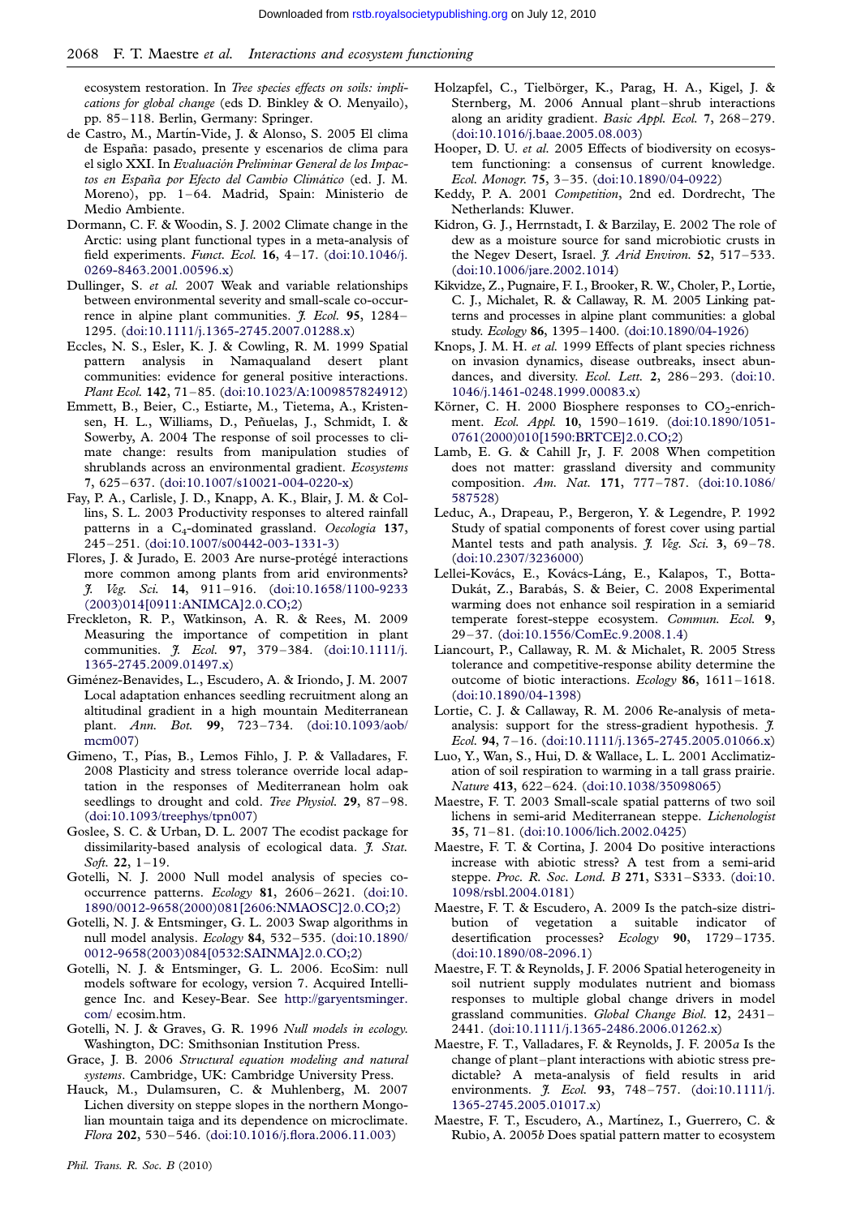ecosystem restoration. In *Tree species effects on soils: implications for global change* (eds D. Binkley & O. Menyailo), pp. 85–118. Berlin, Germany: Springer.

de Castro, M., Martín-Vide, J. & Alonso, S. 2005 El clima de España: pasado, presente y escenarios de clima para el siglo XXI. In *Evaluación Preliminar General de los Impactos en España por Efecto del Cambio Climático* (ed. J. M. Moreno), pp. 1–64. Madrid, Spain: Ministerio de Medio Ambiente.

Dormann, C. F. & Woodin, S. J. 2002 Climate change in the Arctic: using plant functional types in a meta-analysis of field experiments. *Funct. Ecol.* **16**, 4–17. (doi:10.1046/j.0269-8463.2001.00596.x)

Dullinger, S. *et al.* 2007 Weak and variable relationships between environmental severity and small-scale co-occurrence in alpine plant communities. *J. Ecol.* **95**, 1284–1295. (doi:10.1111/j.1365-2745.2007.01288.x)

Eccles, N. S., Esler, K. J. & Cowling, R. M. 1999 Spatial pattern analysis in Namaqualand desert plant communities: evidence for general positive interactions. *Plant Ecol.* **142**, 71–85. (doi:10.1023/A:1009857824912)

Emmett, B., Beier, C., Estiarte, M., Tietema, A., Kristensen, H. L., Williams, D., Peñuelas, J., Schmidt, I. & Sowerby, A. 2004 The response of soil processes to climate change: results from manipulation studies of shrublands across an environmental gradient. *Ecosystems* **7**, 625–637. (doi:10.1007/s10021-004-0220-x)

Fay, P. A., Carlisle, J. D., Knapp, A. K., Blair, J. M. & Collins, S. L. 2003 Productivity responses to altered rainfall patterns in a $C_4$-dominated grassland. *Oecologia* **137**, 245–251. (doi:10.1007/s00442-003-1331-3)

Flores, J. & Jurado, E. 2003 Are nurse-protégé interactions more common among plants from arid environments? *J. Veg. Sci.* **14**, 911–916. (doi:10.1658/1100-9233(2003)014[0911:ANIMCA]2.0.CO;2)

Freckleton, R. P., Watkinson, A. R. & Rees, M. 2009 Measuring the importance of competition in plant communities. *J. Ecol.* **97**, 379–384. (doi:10.1111/j.1365-2745.2009.01497.x)

Giménez-Benavides, L., Escudero, A. & Iriondo, J. M. 2007 Local adaptation enhances seedling recruitment along an altitudinal gradient in a high mountain Mediterranean plant. *Ann. Bot.* **99**, 723–734. (doi:10.1093/aob/mcm007)

Gimeno, T., Pías, B., Lemos Fihlo, J. P. & Valladares, F. 2008 Plasticity and stress tolerance override local adaptation in the responses of Mediterranean holm oak seedlings to drought and cold. *Tree Physiol.* **29**, 87–98. (doi:10.1093/treephys/tpn007)

Goslee, S. C. & Urban, D. L. 2007 The ecodist package for dissimilarity-based analysis of ecological data. *J. Stat. Soft.* **22**, 1–19.

Gotelli, N. J. 2000 Null model analysis of species co-occurrence patterns. *Ecology* **81**, 2606–2621. (doi:10.1890/0012-9658(2000)081[2606:NMAOSC]2.0.CO;2)

Gotelli, N. J. & Entsminger, G. L. 2003 Swap algorithms in null model analysis. *Ecology* **84**, 532–535. (doi:10.1890/0012-9658(2003)084[0532:SAINMA]2.0.CO;2)

Gotelli, N. J. & Entsminger, G. L. 2006. EcoSim: null models software for ecology, version 7. Acquired Intelligence Inc. and Kesey-Bear. See http://garyentsminger.com/ ecosim.htm.

Gotelli, N. J. & Graves, G. R. 1996 *Null models in ecology*. Washington, DC: Smithsonian Institution Press.

Grace, J. B. 2006 *Structural equation modeling and natural systems*. Cambridge, UK: Cambridge University Press.

Hauck, M., Dulamsuren, C. & Muhlenberg, M. 2007 Lichen diversity on steppe slopes in the northern Mongolian mountain taiga and its dependence on microclimate. *Flora* **202**, 530–546. (doi:10.1016/j.flora.2006.11.003)

Holzapfel, C., Tielbörger, K., Parag, H. A., Kigel, J. & Sternberg, M. 2006 Annual plant–shrub interactions along an aridity gradient. *Basic Appl. Ecol.* **7**, 268–279. (doi:10.1016/j.baae.2005.08.003)

Hooper, D. U. *et al.* 2005 Effects of biodiversity on ecosystem functioning: a consensus of current knowledge. *Ecol. Monogr.* **75**, 3–35. (doi:10.1890/04-0922)

Keddy, P. A. 2001 *Competition*, 2nd ed. Dordrecht, The Netherlands: Kluwer.

Kidron, G. J., Herrnstadt, I. & Barzilay, E. 2002 The role of dew as a moisture source for sand microbiotic crusts in the Negev Desert, Israel. *J. Arid Environ.* **52**, 517–533. (doi:10.1006/jare.2002.1014)

Kikvidze, Z., Pugnaire, F. I., Brooker, R. W., Choler, P., Lortie, C. J., Michalet, R. & Callaway, R. M. 2005 Linking patterns and processes in alpine plant communities: a global study. *Ecology* **86**, 1395–1400. (doi:10.1890/04-1926)

Knops, J. M. H. *et al.* 1999 Effects of plant species richness on invasion dynamics, disease outbreaks, insect abundances, and diversity. *Ecol. Lett.* **2**, 286–293. (doi:10.1046/j.1461-0248.1999.00083.x)

Körner, C. H. 2000 Biosphere responses to $CO_2$-enrichment. *Ecol. Appl.* **10**, 1590–1619. (doi:10.1890/1051-0761(2000)010[1590:BRTCE]2.0.CO;2)

Lamb, E. G. & Cahill Jr, J. F. 2008 When competition does not matter: grassland diversity and community composition. *Am. Nat.* **171**, 777–787. (doi:10.1086/587528)

Leduc, A., Drapeau, P., Bergeron, Y. & Legendre, P. 1992 Study of spatial components of forest cover using partial Mantel tests and path analysis. *J. Veg. Sci.* **3**, 69–78. (doi:10.2307/3236000)

Lellei-Kovács, E., Kovács-Láng, E., Kalapos, T., Botta-Dukát, Z., Barabás, S. & Beier, C. 2008 Experimental warming does not enhance soil respiration in a semiarid temperate forest-steppe ecosystem. *Commun. Ecol.* **9**, 29–37. (doi:10.1556/ComEc.9.2008.1.4)

Liancourt, P., Callaway, R. M. & Michalet, R. 2005 Stress tolerance and competitive-response ability determine the outcome of biotic interactions. *Ecology* **86**, 1611–1618. (doi:10.1890/04-1398)

Lortie, C. J. & Callaway, R. M. 2006 Re-analysis of meta-analysis: support for the stress-gradient hypothesis. *J. Ecol.* **94**, 7–16. (doi:10.1111/j.1365-2745.2005.01066.x)

Luo, Y., Wan, S., Hui, D. & Wallace, L. L. 2001 Acclimatization of soil respiration to warming in a tall grass prairie. *Nature* **413**, 622–624. (doi:10.1038/35098065)

Maestre, F. T. 2003 Small-scale spatial patterns of two soil lichens in semi-arid Mediterranean steppe. *Lichenologist* **35**, 71–81. (doi:10.1006/lich.2002.0425)

Maestre, F. T. & Cortina, J. 2004 Do positive interactions increase with abiotic stress? A test from a semi-arid steppe. *Proc. R. Soc. Lond. B* **271**, S331–S333. (doi:10.1098/rsbl.2004.0181)

Maestre, F. T. & Escudero, A. 2009 Is the patch-size distribution of vegetation a suitable indicator of desertification processes? *Ecology* **90**, 1729–1735. (doi:10.1890/08-2096.1)

Maestre, F. T. & Reynolds, J. F. 2006 Spatial heterogeneity in soil nutrient supply modulates nutrient and biomass responses to multiple global change drivers in model grassland communities. *Global Change Biol.* **12**, 2431–2441. (doi:10.1111/j.1365-2486.2006.01262.x)

Maestre, F. T., Valladares, F. & Reynolds, J. F. 2005*a* Is the change of plant–plant interactions with abiotic stress predictable? A meta-analysis of field results in arid environments. *J. Ecol.* **93**, 748–757. (doi:10.1111/j.1365-2745.2005.01017.x)

Maestre, F. T., Escudero, A., Martínez, I., Guerrero, C. & Rubio, A. 2005*b* Does spatial pattern matter to ecosystem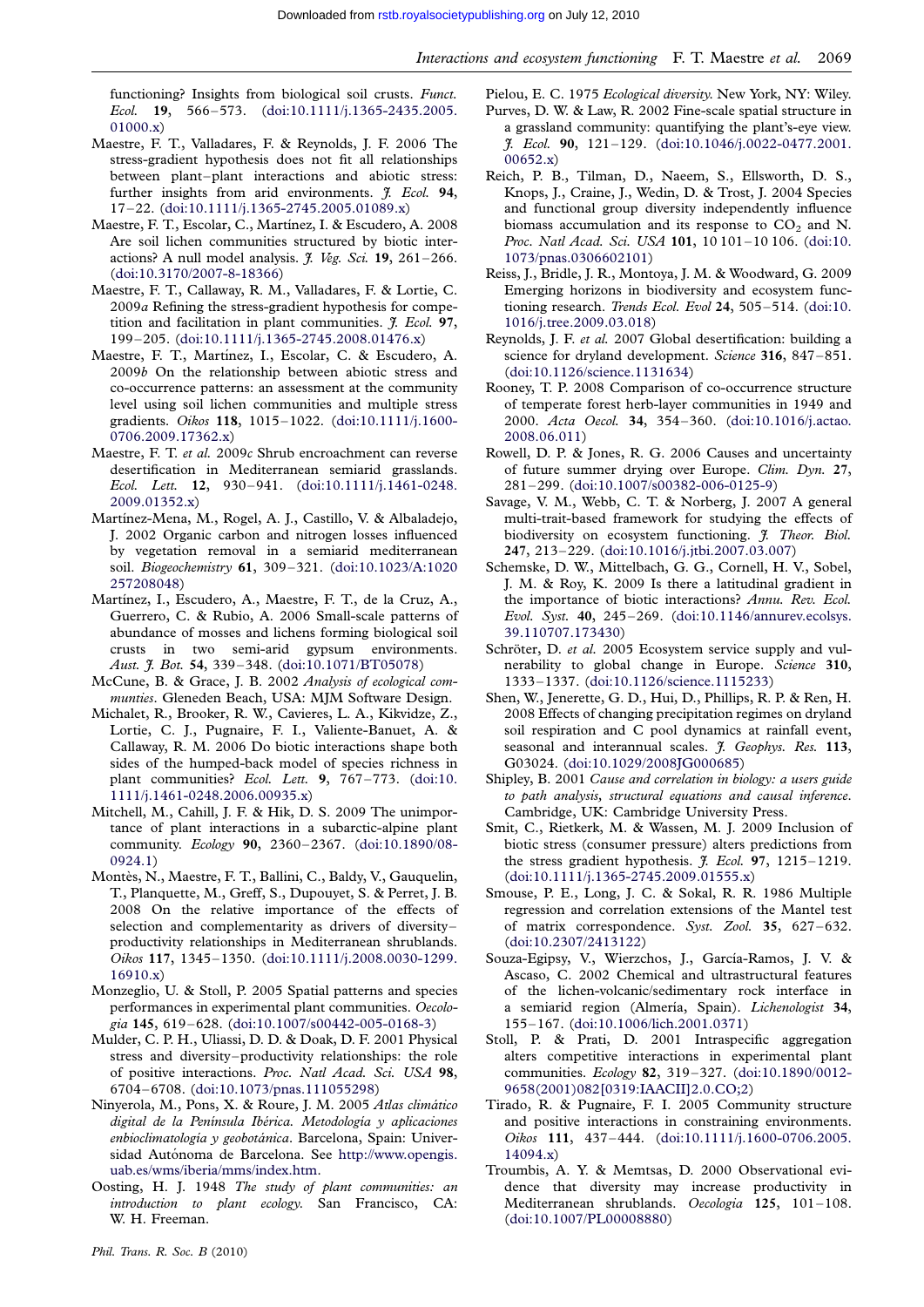functioning? Insights from biological soil crusts. *Funct. Ecol.* **19**, 566–573. (doi:10.1111/j.1365-2435.2005.01000.x)

Maestre, F. T., Valladares, F. & Reynolds, J. F. 2006 The stress-gradient hypothesis does not fit all relationships between plant–plant interactions and abiotic stress: further insights from arid environments. *J. Ecol.* **94**, 17–22. (doi:10.1111/j.1365-2745.2005.01089.x)

Maestre, F. T., Escolar, C., Martínez, I. & Escudero, A. 2008 Are soil lichen communities structured by biotic interactions? A null model analysis. *J. Veg. Sci.* **19**, 261–266. (doi:10.3170/2007-8-18366)

Maestre, F. T., Callaway, R. M., Valladares, F. & Lortie, C. 2009*a* Refining the stress-gradient hypothesis for competition and facilitation in plant communities. *J. Ecol.* **97**, 199–205. (doi:10.1111/j.1365-2745.2008.01476.x)

Maestre, F. T., Martínez, I., Escolar, C. & Escudero, A. 2009*b* On the relationship between abiotic stress and co-occurrence patterns: an assessment at the community level using soil lichen communities and multiple stress gradients. *Oikos* **118**, 1015–1022. (doi:10.1111/j.1600-0706.2009.17362.x)

Maestre, F. T. *et al.* 2009*c* Shrub encroachment can reverse desertification in Mediterranean semiarid grasslands. *Ecol. Lett.* **12**, 930–941. (doi:10.1111/j.1461-0248.2009.01352.x)

Martínez-Mena, M., Rogel, A. J., Castillo, V. & Albaladejo, J. 2002 Organic carbon and nitrogen losses influenced by vegetation removal in a semiarid mediterranean soil. *Biogeochemistry* **61**, 309–321. (doi:10.1023/A:1020257208048)

Martínez, I., Escudero, A., Maestre, F. T., de la Cruz, A., Guerrero, C. & Rubio, A. 2006 Small-scale patterns of abundance of mosses and lichens forming biological soil crusts in two semi-arid gypsum environments. *Aust. J. Bot.* **54**, 339–348. (doi:10.1071/BT05078)

McCune, B. & Grace, J. B. 2002 *Analysis of ecological communities*. Gleneden Beach, USA: MJM Software Design.

Michalet, R., Brooker, R. W., Cavieres, L. A., Kikvidze, Z., Lortie, C. J., Pugnaire, F. I., Valiente-Banuet, A. & Callaway, R. M. 2006 Do biotic interactions shape both sides of the humped-back model of species richness in plant communities? *Ecol. Lett.* **9**, 767–773. (doi:10.1111/j.1461-0248.2006.00935.x)

Mitchell, M., Cahill, J. F. & Hik, D. S. 2009 The unimportance of plant interactions in a subarctic-alpine plant community. *Ecology* **90**, 2360–2367. (doi:10.1890/08-0924.1)

Montès, N., Maestre, F. T., Ballini, C., Baldy, V., Gauquelin, T., Planquette, M., Greff, S., Dupouyet, S. & Perret, J. B. 2008 On the relative importance of the effects of selection and complementarity as drivers of diversity–productivity relationships in Mediterranean shrublands. *Oikos* **117**, 1345–1350. (doi:10.1111/j.2008.0030-1299.16910.x)

Monzeglio, U. & Stoll, P. 2005 Spatial patterns and species performances in experimental plant communities. *Oecologia* **145**, 619–628. (doi:10.1007/s00442-005-0168-3)

Mulder, C. P. H., Uliassi, D. D. & Doak, D. F. 2001 Physical stress and diversity–productivity relationships: the role of positive interactions. *Proc. Natl Acad. Sci. USA* **98**, 6704–6708. (doi:10.1073/pnas.111055298)

Ninyerola, M., Pons, X. & Roure, J. M. 2005 *Atlas climático digital de la Península Ibérica. Metodología y aplicaciones enbioclimatología y geobotánica*. Barcelona, Spain: Universidad Autónoma de Barcelona. See http://www.opengis.uab.es/wms/iberia/mms/index.htm.

Oosting, H. J. 1948 *The study of plant communities: an introduction to plant ecology.* San Francisco, CA: W. H. Freeman.

Pielou, E. C. 1975 *Ecological diversity.* New York, NY: Wiley.

Purves, D. W. & Law, R. 2002 Fine-scale spatial structure in a grassland community: quantifying the plant's-eye view. *J. Ecol.* **90**, 121–129. (doi:10.1046/j.0022-0477.2001.00652.x)

Reich, P. B., Tilman, D., Naeem, S., Ellsworth, D. S., Knops, J., Craine, J., Wedin, D. & Trost, J. 2004 Species and functional group diversity independently influence biomass accumulation and its response to $CO_2$ and N. *Proc. Natl Acad. Sci. USA* **101**, 10 101–10 106. (doi:10.1073/pnas.0306602101)

Reiss, J., Bridle, J. R., Montoya, J. M. & Woodward, G. 2009 Emerging horizons in biodiversity and ecosystem functioning research. *Trends Ecol. Evol* **24**, 505–514. (doi:10.1016/j.tree.2009.03.018)

Reynolds, J. F. *et al.* 2007 Global desertification: building a science for dryland development. *Science* **316**, 847–851. (doi:10.1126/science.1131634)

Rooney, T. P. 2008 Comparison of co-occurrence structure of temperate forest herb-layer communities in 1949 and 2000. *Acta Oecol.* **34**, 354–360. (doi:10.1016/j.actao.2008.06.011)

Rowell, D. P. & Jones, R. G. 2006 Causes and uncertainty of future summer drying over Europe. *Clim. Dyn.* **27**, 281–299. (doi:10.1007/s00382-006-0125-9)

Savage, V. M., Webb, C. T. & Norberg, J. 2007 A general multi-trait-based framework for studying the effects of biodiversity on ecosystem functioning. *J. Theor. Biol.* **247**, 213–229. (doi:10.1016/j.jtbi.2007.03.007)

Schemske, D. W., Mittelbach, G. G., Cornell, H. V., Sobel, J. M. & Roy, K. 2009 Is there a latitudinal gradient in the importance of biotic interactions? *Annu. Rev. Ecol. Evol. Syst.* **40**, 245–269. (doi:10.1146/annurev.ecolsys.39.110707.173430)

Schröter, D. *et al.* 2005 Ecosystem service supply and vulnerability to global change in Europe. *Science* **310**, 1333–1337. (doi:10.1126/science.1115233)

Shen, W., Jenerette, G. D., Hui, D., Phillips, R. P. & Ren, H. 2008 Effects of changing precipitation regimes on dryland soil respiration and C pool dynamics at rainfall event, seasonal and interannual scales. *J. Geophys. Res.* **113**, G03024. (doi:10.1029/2008JG000685)

Shipley, B. 2001 *Cause and correlation in biology: a users guide to path analysis, structural equations and causal inference.* Cambridge, UK: Cambridge University Press.

Smit, C., Rietkerk, M. & Wassen, M. J. 2009 Inclusion of biotic stress (consumer pressure) alters predictions from the stress gradient hypothesis. *J. Ecol.* **97**, 1215–1219. (doi:10.1111/j.1365-2745.2009.01555.x)

Smouse, P. E., Long, J. C. & Sokal, R. R. 1986 Multiple regression and correlation extensions of the Mantel test of matrix correspondence. *Syst. Zool.* **35**, 627–632. (doi:10.2307/2413122)

Souza-Egipsy, V., Wierzchos, J., García-Ramos, J. V. & Ascaso, C. 2002 Chemical and ultrastructural features of the lichen-volcanic/sedimentary rock interface in a semiarid region (Almería, Spain). *Lichenologist* **34**, 155–167. (doi:10.1006/lich.2001.0371)

Stoll, P. & Prati, D. 2001 Intraspecific aggregation alters competitive interactions in experimental plant communities. *Ecology* **82**, 319–327. (doi:10.1890/0012-9658(2001)082[0319:IAACII]2.0.CO;2)

Tirado, R. & Pugnaire, F. I. 2005 Community structure and positive interactions in constraining environments. *Oikos* **111**, 437–444. (doi:10.1111/j.1600-0706.2005.14094.x)

Troumbis, A. Y. & Memtsas, D. 2000 Observational evidence that diversity may increase productivity in Mediterranean shrublands. *Oecologia* **125**, 101–108. (doi:10.1007/PL00008880)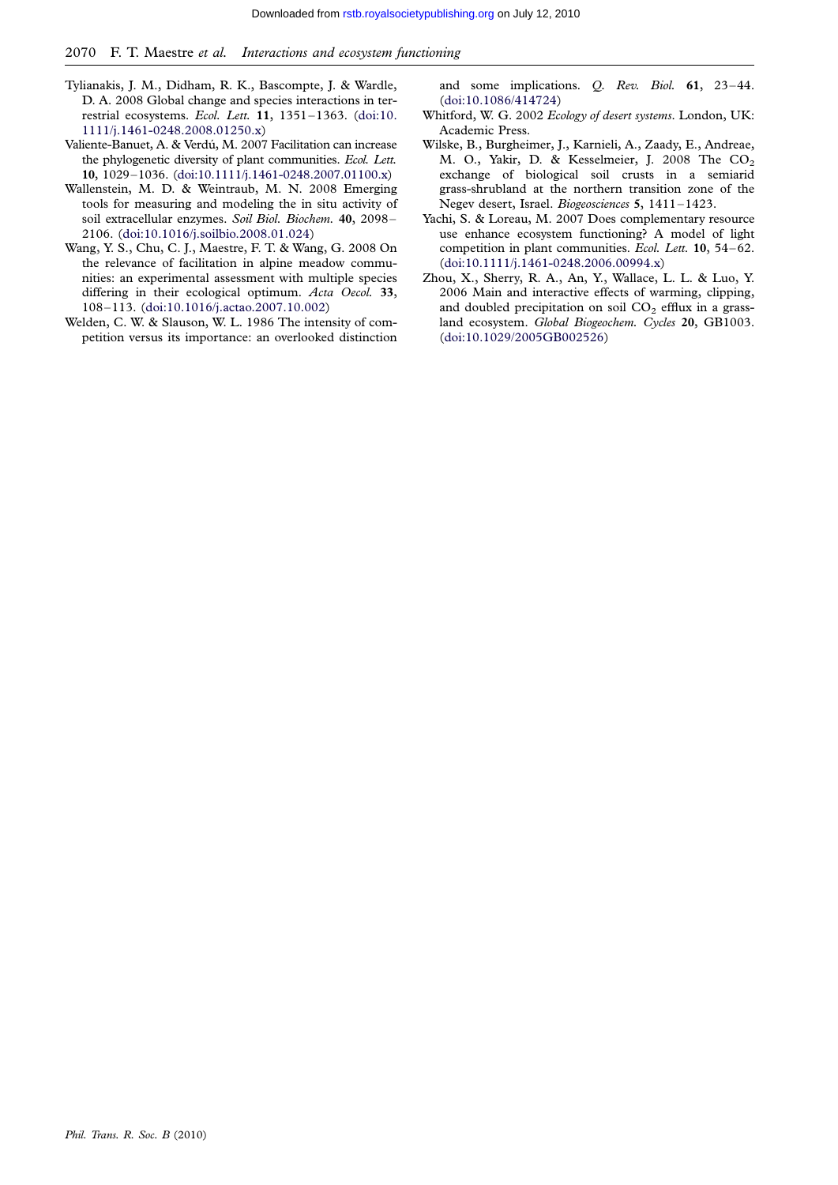Tylianakis, J. M., Didham, R. K., Bascompte, J. & Wardle, D. A. 2008 Global change and species interactions in terrestrial ecosystems. *Ecol. Lett.* **11**, 1351–1363. (doi:10.1111/j.1461-0248.2008.01250.x)

Valiente-Banuet, A. & Verdú, M. 2007 Facilitation can increase the phylogenetic diversity of plant communities. *Ecol. Lett.* **10**, 1029–1036. (doi:10.1111/j.1461-0248.2007.01100.x)

Wallenstein, M. D. & Weintraub, M. N. 2008 Emerging tools for measuring and modeling the in situ activity of soil extracellular enzymes. *Soil Biol. Biochem.* **40**, 2098–2106. (doi:10.1016/j.soilbio.2008.01.024)

Wang, Y. S., Chu, C. J., Maestre, F. T. & Wang, G. 2008 On the relevance of facilitation in alpine meadow communities: an experimental assessment with multiple species differing in their ecological optimum. *Acta Oecol.* **33**, 108–113. (doi:10.1016/j.actao.2007.10.002)

Welden, C. W. & Slauson, W. L. 1986 The intensity of competition versus its importance: an overlooked distinction and some implications. *Q. Rev. Biol.* **61**, 23–44. (doi:10.1086/414724)

Whitford, W. G. 2002 *Ecology of desert systems*. London, UK: Academic Press.

Wilske, B., Burgheimer, J., Karnieli, A., Zaady, E., Andreae, M. O., Yakir, D. & Kesselmeier, J. 2008 The $CO_2$ exchange of biological soil crusts in a semiarid grass-shrubland at the northern transition zone of the Negev desert, Israel. *Biogeosciences* **5**, 1411–1423.

Yachi, S. & Loreau, M. 2007 Does complementary resource use enhance ecosystem functioning? A model of light competition in plant communities. *Ecol. Lett.* **10**, 54–62. (doi:10.1111/j.1461-0248.2006.00994.x)

Zhou, X., Sherry, R. A., An, Y., Wallace, L. L. & Luo, Y. 2006 Main and interactive effects of warming, clipping, and doubled precipitation on soil $CO_2$ efflux in a grassland ecosystem. *Global Biogeochem. Cycles* **20**, GB1003. (doi:10.1029/2005GB002526)